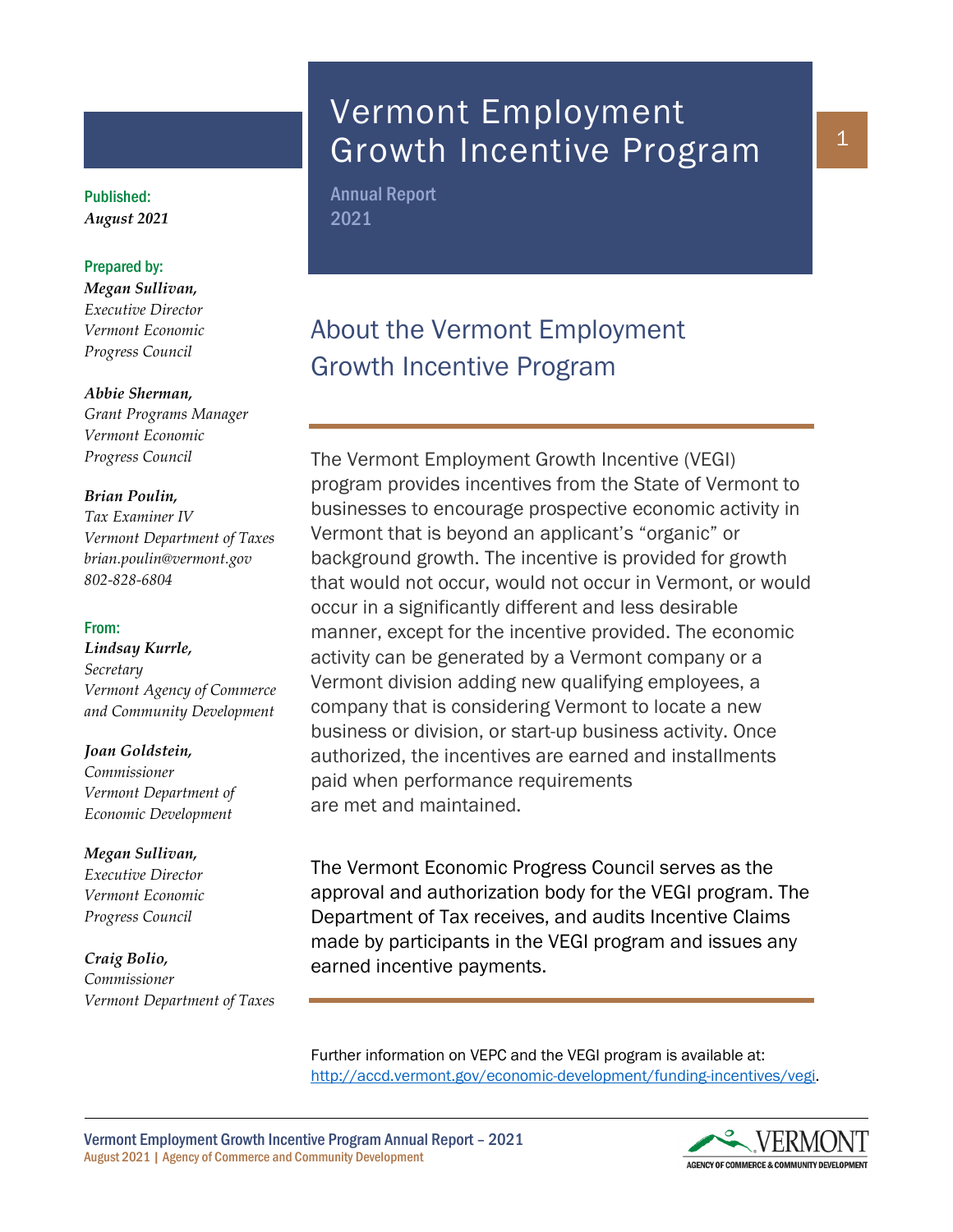# Vermont Employment Growth Incentive Program

Annual Report
2021

**Published:**
*August 2021*

**Prepared by:**

***Megan Sullivan,***
*Executive Director*
*Vermont Economic Progress Council*

***Abbie Sherman,***
*Grant Programs Manager*
*Vermont Economic Progress Council*

***Brian Poulin,***
*Tax Examiner IV*
*Vermont Department of Taxes*
*brian.poulin@vermont.gov*
*802-828-6804*

**From:**

***Lindsay Kurrle,***
*Secretary*
*Vermont Agency of Commerce and Community Development*

***Joan Goldstein,***
*Commissioner*
*Vermont Department of Economic Development*

***Megan Sullivan,***
*Executive Director*
*Vermont Economic Progress Council*

***Craig Bolio,***
*Commissioner*
*Vermont Department of Taxes*

## About the Vermont Employment Growth Incentive Program

The Vermont Employment Growth Incentive (VEGI) program provides incentives from the State of Vermont to businesses to encourage prospective economic activity in Vermont that is beyond an applicant's "organic" or background growth. The incentive is provided for growth that would not occur, would not occur in Vermont, or would occur in a significantly different and less desirable manner, except for the incentive provided. The economic activity can be generated by a Vermont company or a Vermont division adding new qualifying employees, a company that is considering Vermont to locate a new business or division, or start-up business activity. Once authorized, the incentives are earned and installments paid when performance requirements are met and maintained.

The Vermont Economic Progress Council serves as the approval and authorization body for the VEGI program. The Department of Tax receives, and audits Incentive Claims made by participants in the VEGI program and issues any earned incentive payments.

Further information on VEPC and the VEGI program is available at: http://accd.vermont.gov/economic-development/funding-incentives/vegi.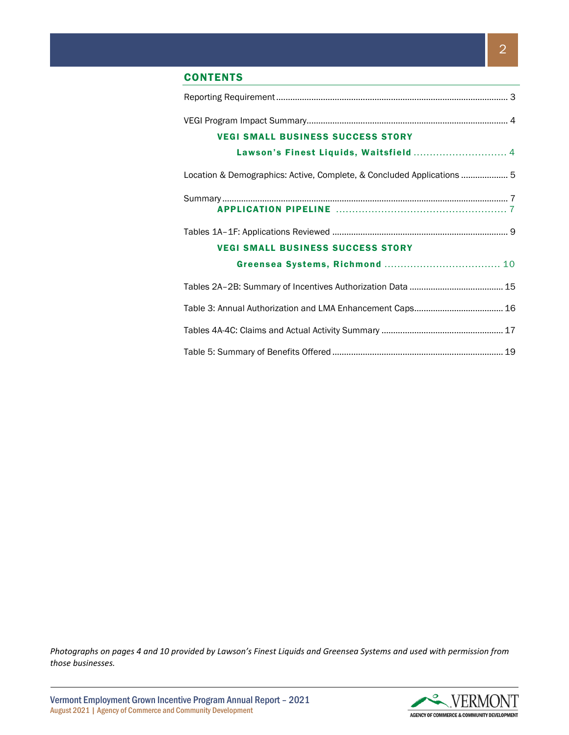## CONTENTS

Reporting Requirement .................................................................................................. 3

VEGI Program Impact Summary..................................................................................... 4

**VEGI SMALL BUSINESS SUCCESS STORY**

**Lawson's Finest Liquids, Waitsfield** ............................. 4

Location & Demographics: Active, Complete, & Concluded Applications .................... 5

Summary ........................................................................................................................ 7

**APPLICATION PIPELINE** ...................................................... 7

Tables 1A–1F: Applications Reviewed .......................................................................... 9

**VEGI SMALL BUSINESS SUCCESS STORY**

**Greensea Systems, Richmond** .................................... 10

Tables 2A–2B: Summary of Incentives Authorization Data ........................................ 15

Table 3: Annual Authorization and LMA Enhancement Caps...................................... 16

Tables 4A-4C: Claims and Actual Activity Summary .................................................... 17

Table 5: Summary of Benefits Offered ........................................................................ 19

*Photographs on pages 4 and 10 provided by Lawson's Finest Liquids and Greensea Systems and used with permission from those businesses.*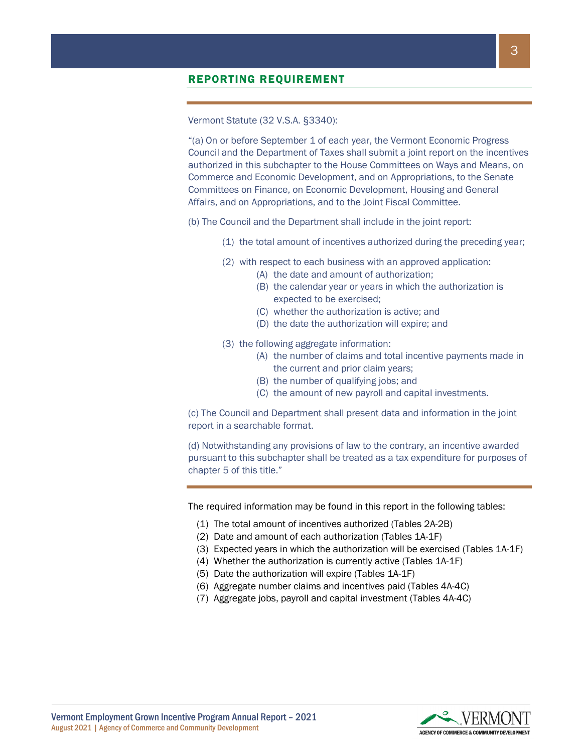## REPORTING REQUIREMENT

Vermont Statute (32 V.S.A. §3340):

"(a) On or before September 1 of each year, the Vermont Economic Progress Council and the Department of Taxes shall submit a joint report on the incentives authorized in this subchapter to the House Committees on Ways and Means, on Commerce and Economic Development, and on Appropriations, to the Senate Committees on Finance, on Economic Development, Housing and General Affairs, and on Appropriations, and to the Joint Fiscal Committee.

(b) The Council and the Department shall include in the joint report:

- (1) the total amount of incentives authorized during the preceding year;
- (2) with respect to each business with an approved application:
  - (A) the date and amount of authorization;
  - (B) the calendar year or years in which the authorization is expected to be exercised;
  - (C) whether the authorization is active; and
  - (D) the date the authorization will expire; and
- (3) the following aggregate information:
  - (A) the number of claims and total incentive payments made in the current and prior claim years;
  - (B) the number of qualifying jobs; and
  - (C) the amount of new payroll and capital investments.

(c) The Council and Department shall present data and information in the joint report in a searchable format.

(d) Notwithstanding any provisions of law to the contrary, an incentive awarded pursuant to this subchapter shall be treated as a tax expenditure for purposes of chapter 5 of this title."

The required information may be found in this report in the following tables:

1. The total amount of incentives authorized (Tables 2A-2B)
2. Date and amount of each authorization (Tables 1A-1F)
3. Expected years in which the authorization will be exercised (Tables 1A-1F)
4. Whether the authorization is currently active (Tables 1A-1F)
5. Date the authorization will expire (Tables 1A-1F)
6. Aggregate number claims and incentives paid (Tables 4A-4C)
7. Aggregate jobs, payroll and capital investment (Tables 4A-4C)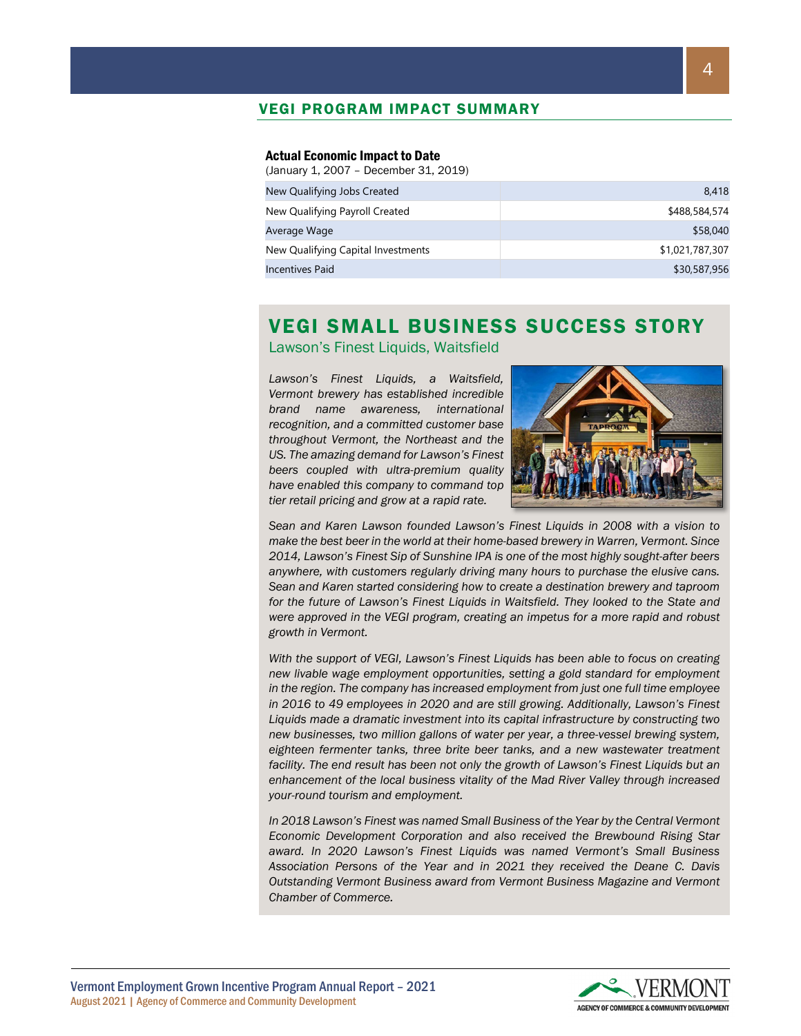## VEGI PROGRAM IMPACT SUMMARY

**Actual Economic Impact to Date**
(January 1, 2007 – December 31, 2019)

| | |
|---|---|
| New Qualifying Jobs Created | 8,418 |
| New Qualifying Payroll Created | $488,584,574 |
| Average Wage | $58,040 |
| New Qualifying Capital Investments | $1,021,787,307 |
| Incentives Paid | $30,587,956 |

## VEGI SMALL BUSINESS SUCCESS STORY

### Lawson's Finest Liquids, Waitsfield

*Lawson's Finest Liquids, a Waitsfield, Vermont brewery has established incredible brand name awareness, international recognition, and a committed customer base throughout Vermont, the Northeast and the US. The amazing demand for Lawson's Finest beers coupled with ultra-premium quality have enabled this company to command top tier retail pricing and grow at a rapid rate.*

*Sean and Karen Lawson founded Lawson's Finest Liquids in 2008 with a vision to make the best beer in the world at their home-based brewery in Warren, Vermont. Since 2014, Lawson's Finest Sip of Sunshine IPA is one of the most highly sought-after beers anywhere, with customers regularly driving many hours to purchase the elusive cans. Sean and Karen started considering how to create a destination brewery and taproom for the future of Lawson's Finest Liquids in Waitsfield. They looked to the State and were approved in the VEGI program, creating an impetus for a more rapid and robust growth in Vermont.*

*With the support of VEGI, Lawson's Finest Liquids has been able to focus on creating new livable wage employment opportunities, setting a gold standard for employment in the region. The company has increased employment from just one full time employee in 2016 to 49 employees in 2020 and are still growing. Additionally, Lawson's Finest Liquids made a dramatic investment into its capital infrastructure by constructing two new businesses, two million gallons of water per year, a three-vessel brewing system, eighteen fermenter tanks, three brite beer tanks, and a new wastewater treatment facility. The end result has been not only the growth of Lawson's Finest Liquids but an enhancement of the local business vitality of the Mad River Valley through increased your-round tourism and employment.*

*In 2018 Lawson's Finest was named Small Business of the Year by the Central Vermont Economic Development Corporation and also received the Brewbound Rising Star award. In 2020 Lawson's Finest Liquids was named Vermont's Small Business Association Persons of the Year and in 2021 they received the Deane C. Davis Outstanding Vermont Business award from Vermont Business Magazine and Vermont Chamber of Commerce.*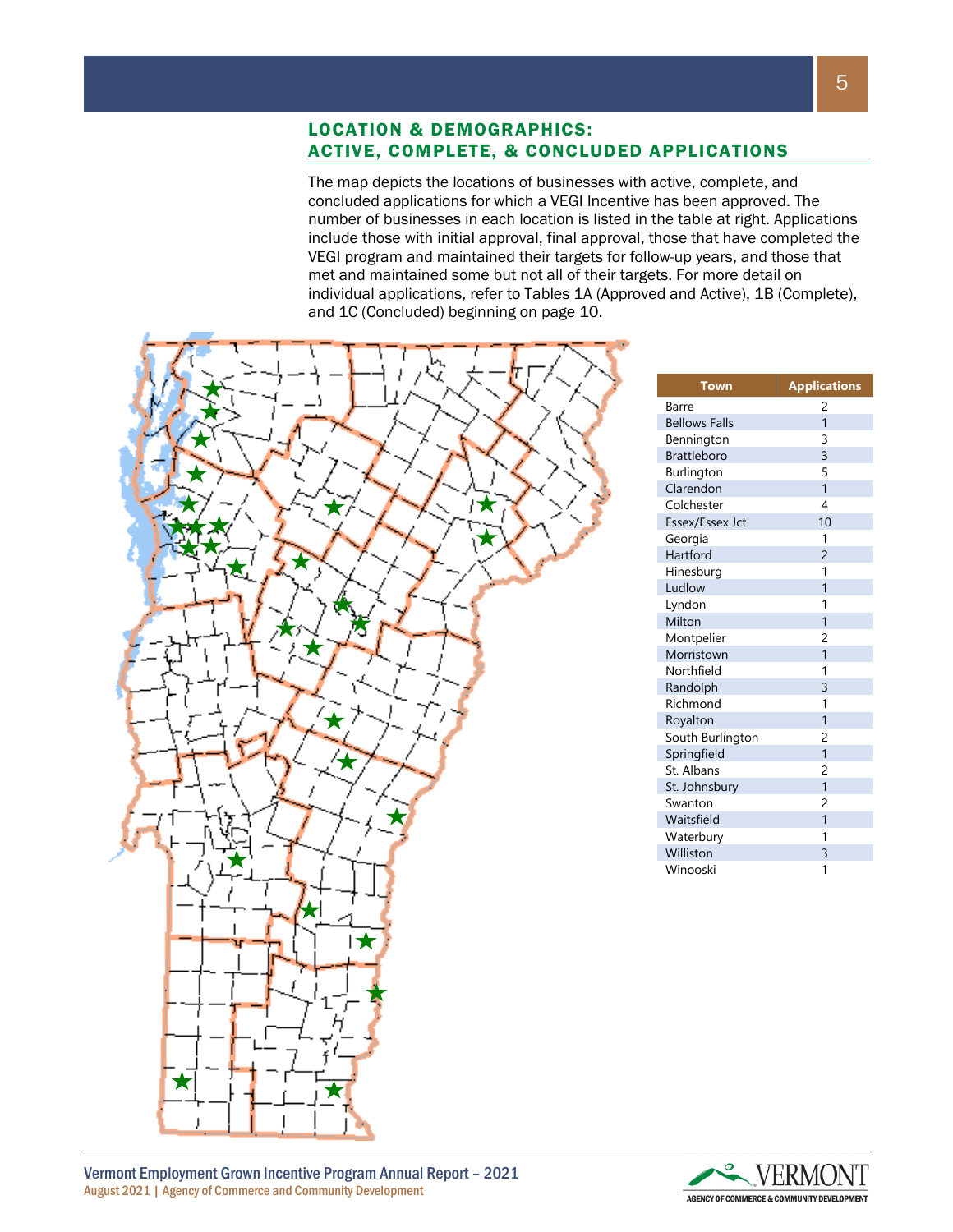## LOCATION & DEMOGRAPHICS: ACTIVE, COMPLETE, & CONCLUDED APPLICATIONS

The map depicts the locations of businesses with active, complete, and concluded applications for which a VEGI Incentive has been approved. The number of businesses in each location is listed in the table at right. Applications include those with initial approval, final approval, those that have completed the VEGI program and maintained their targets for follow-up years, and those that met and maintained some but not all of their targets. For more detail on individual applications, refer to Tables 1A (Approved and Active), 1B (Complete), and 1C (Concluded) beginning on page 10.

| Town | Applications |
| --- | --- |
| Barre | 2 |
| Bellows Falls | 1 |
| Bennington | 3 |
| Brattleboro | 3 |
| Burlington | 5 |
| Clarendon | 1 |
| Colchester | 4 |
| Essex/Essex Jct | 10 |
| Georgia | 1 |
| Hartford | 2 |
| Hinesburg | 1 |
| Ludlow | 1 |
| Lyndon | 1 |
| Milton | 1 |
| Montpelier | 2 |
| Morristown | 1 |
| Northfield | 1 |
| Randolph | 3 |
| Richmond | 1 |
| Royalton | 1 |
| South Burlington | 2 |
| Springfield | 1 |
| St. Albans | 2 |
| St. Johnsbury | 1 |
| Swanton | 2 |
| Waitsfield | 1 |
| Waterbury | 1 |
| Williston | 3 |
| Winooski | 1 |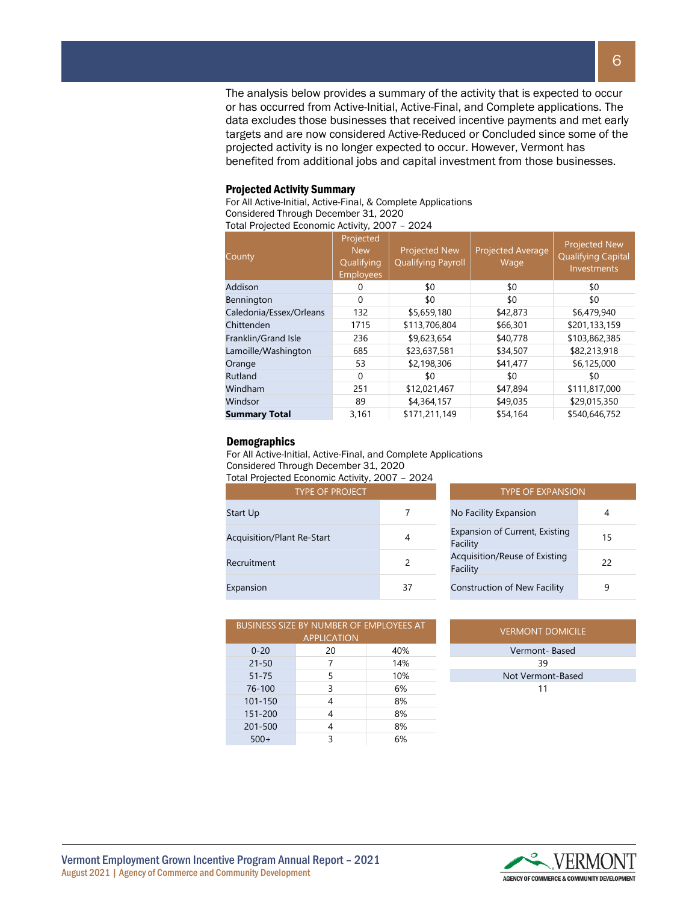The analysis below provides a summary of the activity that is expected to occur or has occurred from Active-Initial, Active-Final, and Complete applications. The data excludes those businesses that received incentive payments and met early targets and are now considered Active-Reduced or Concluded since some of the projected activity is no longer expected to occur. However, Vermont has benefited from additional jobs and capital investment from those businesses.

### Projected Activity Summary

For All Active-Initial, Active-Final, & Complete Applications
Considered Through December 31, 2020
Total Projected Economic Activity, 2007 – 2024

| County | Projected New Qualifying Employees | Projected New Qualifying Payroll | Projected Average Wage | Projected New Qualifying Capital Investments |
|---|---|---|---|---|
| Addison | 0 | $0 | $0 | $0 |
| Bennington | 0 | $0 | $0 | $0 |
| Caledonia/Essex/Orleans | 132 | $5,659,180 | $42,873 | $6,479,940 |
| Chittenden | 1715 | $113,706,804 | $66,301 | $201,133,159 |
| Franklin/Grand Isle | 236 | $9,623,654 | $40,778 | $103,862,385 |
| Lamoille/Washington | 685 | $23,637,581 | $34,507 | $82,213,918 |
| Orange | 53 | $2,198,306 | $41,477 | $6,125,000 |
| Rutland | 0 | $0 | $0 | $0 |
| Windham | 251 | $12,021,467 | $47,894 | $111,817,000 |
| Windsor | 89 | $4,364,157 | $49,035 | $29,015,350 |
| **Summary Total** | 3,161 | $171,211,149 | $54,164 | $540,646,752 |

### Demographics

For All Active-Initial, Active-Final, and Complete Applications
Considered Through December 31, 2020
Total Projected Economic Activity, 2007 – 2024

| TYPE OF PROJECT | |
|---|---|
| Start Up | 7 |
| Acquisition/Plant Re-Start | 4 |
| Recruitment | 2 |
| Expansion | 37 |

| TYPE OF EXPANSION | |
|---|---|
| No Facility Expansion | 4 |
| Expansion of Current, Existing Facility | 15 |
| Acquisition/Reuse of Existing Facility | 22 |
| Construction of New Facility | 9 |

| BUSINESS SIZE BY NUMBER OF EMPLOYEES AT APPLICATION | | |
|---|---|---|
| 0-20 | 20 | 40% |
| 21-50 | 7 | 14% |
| 51-75 | 5 | 10% |
| 76-100 | 3 | 6% |
| 101-150 | 4 | 8% |
| 151-200 | 4 | 8% |
| 201-500 | 4 | 8% |
| 500+ | 3 | 6% |

| VERMONT DOMICILE |
|---|
| Vermont- Based |
| 39 |
| Not Vermont-Based |
| 11 |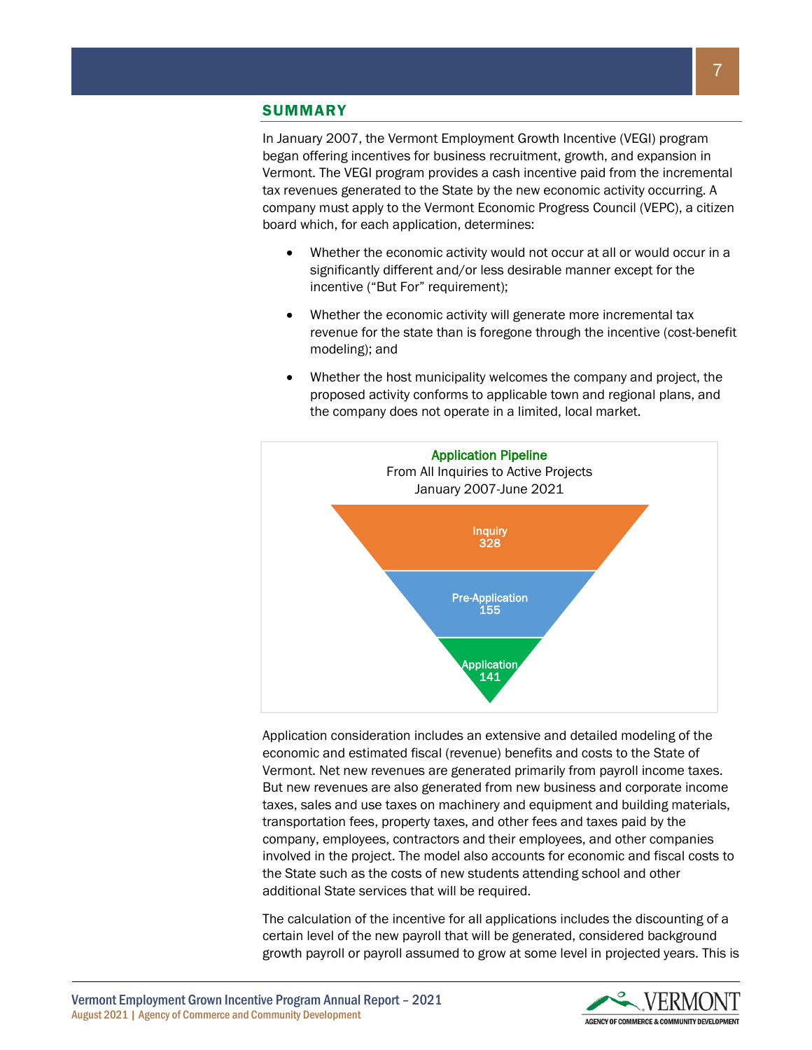## SUMMARY

In January 2007, the Vermont Employment Growth Incentive (VEGI) program began offering incentives for business recruitment, growth, and expansion in Vermont. The VEGI program provides a cash incentive paid from the incremental tax revenues generated to the State by the new economic activity occurring. A company must apply to the Vermont Economic Progress Council (VEPC), a citizen board which, for each application, determines:

- Whether the economic activity would not occur at all or would occur in a significantly different and/or less desirable manner except for the incentive ("But For" requirement);
- Whether the economic activity will generate more incremental tax revenue for the state than is foregone through the incentive (cost-benefit modeling); and
- Whether the host municipality welcomes the company and project, the proposed activity conforms to applicable town and regional plans, and the company does not operate in a limited, local market.

**Application Pipeline**
From All Inquiries to Active Projects
January 2007-June 2021

| Stage | Count |
|---|---|
| Inquiry | 328 |
| Pre-Application | 155 |
| Application | 141 |

Application consideration includes an extensive and detailed modeling of the economic and estimated fiscal (revenue) benefits and costs to the State of Vermont. Net new revenues are generated primarily from payroll income taxes. But new revenues are also generated from new business and corporate income taxes, sales and use taxes on machinery and equipment and building materials, transportation fees, property taxes, and other fees and taxes paid by the company, employees, contractors and their employees, and other companies involved in the project. The model also accounts for economic and fiscal costs to the State such as the costs of new students attending school and other additional State services that will be required.

The calculation of the incentive for all applications includes the discounting of a certain level of the new payroll that will be generated, considered background growth payroll or payroll assumed to grow at some level in projected years. This is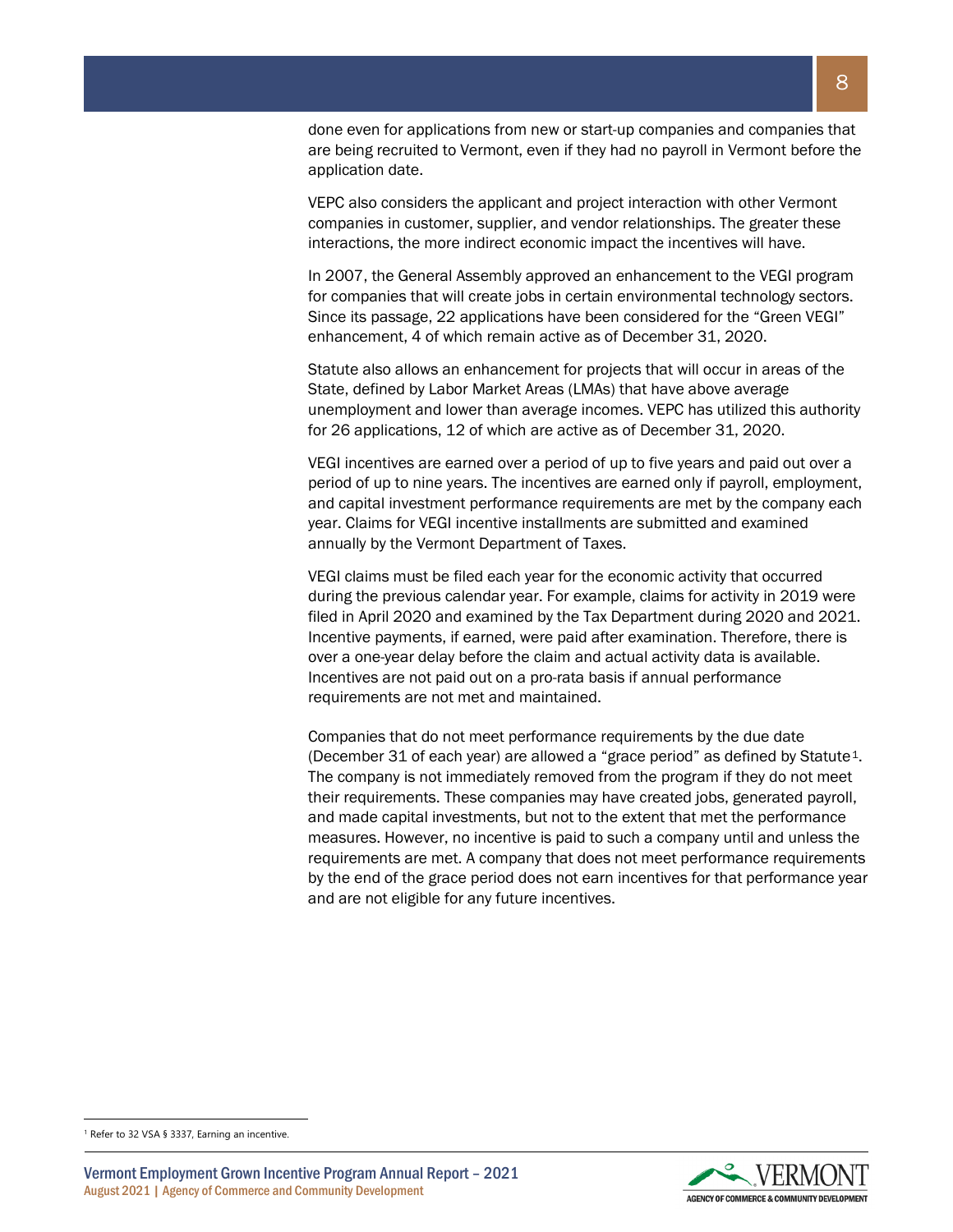done even for applications from new or start-up companies and companies that are being recruited to Vermont, even if they had no payroll in Vermont before the application date.

VEPC also considers the applicant and project interaction with other Vermont companies in customer, supplier, and vendor relationships. The greater these interactions, the more indirect economic impact the incentives will have.

In 2007, the General Assembly approved an enhancement to the VEGI program for companies that will create jobs in certain environmental technology sectors. Since its passage, 22 applications have been considered for the "Green VEGI" enhancement, 4 of which remain active as of December 31, 2020.

Statute also allows an enhancement for projects that will occur in areas of the State, defined by Labor Market Areas (LMAs) that have above average unemployment and lower than average incomes. VEPC has utilized this authority for 26 applications, 12 of which are active as of December 31, 2020.

VEGI incentives are earned over a period of up to five years and paid out over a period of up to nine years. The incentives are earned only if payroll, employment, and capital investment performance requirements are met by the company each year. Claims for VEGI incentive installments are submitted and examined annually by the Vermont Department of Taxes.

VEGI claims must be filed each year for the economic activity that occurred during the previous calendar year. For example, claims for activity in 2019 were filed in April 2020 and examined by the Tax Department during 2020 and 2021. Incentive payments, if earned, were paid after examination. Therefore, there is over a one-year delay before the claim and actual activity data is available. Incentives are not paid out on a pro-rata basis if annual performance requirements are not met and maintained.

Companies that do not meet performance requirements by the due date (December 31 of each year) are allowed a "grace period" as defined by Statute[1]. The company is not immediately removed from the program if they do not meet their requirements. These companies may have created jobs, generated payroll, and made capital investments, but not to the extent that met the performance measures. However, no incentive is paid to such a company until and unless the requirements are met. A company that does not meet performance requirements by the end of the grace period does not earn incentives for that performance year and are not eligible for any future incentives.

[1] Refer to 32 VSA § 3337, Earning an incentive.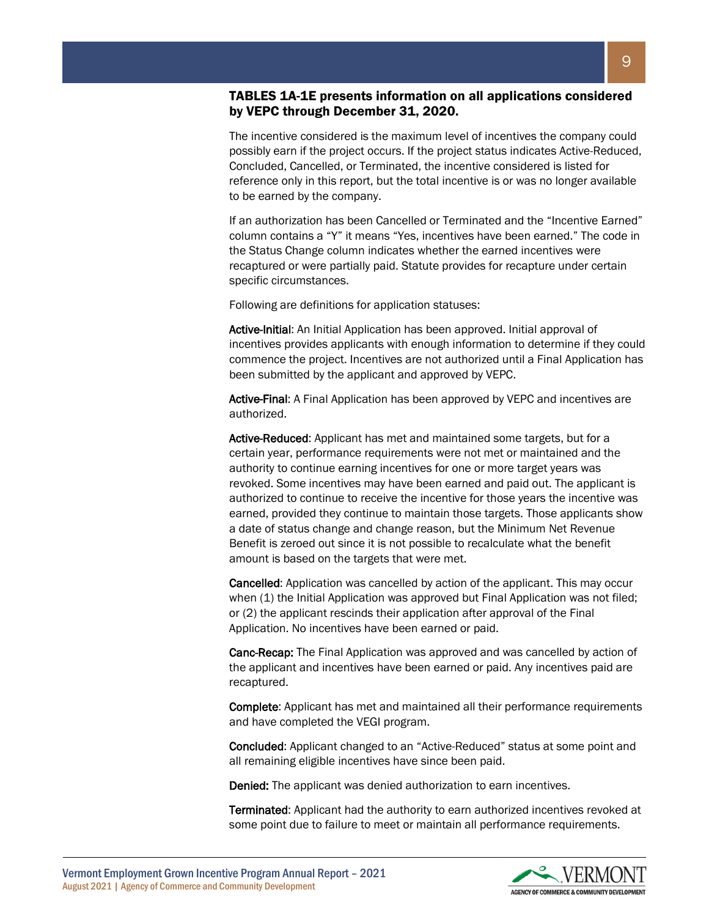### TABLES 1A-1E presents information on all applications considered by VEPC through December 31, 2020.

The incentive considered is the maximum level of incentives the company could possibly earn if the project occurs. If the project status indicates Active-Reduced, Concluded, Cancelled, or Terminated, the incentive considered is listed for reference only in this report, but the total incentive is or was no longer available to be earned by the company.

If an authorization has been Cancelled or Terminated and the "Incentive Earned" column contains a "Y" it means "Yes, incentives have been earned." The code in the Status Change column indicates whether the earned incentives were recaptured or were partially paid. Statute provides for recapture under certain specific circumstances.

Following are definitions for application statuses:

**Active-Initial**: An Initial Application has been approved. Initial approval of incentives provides applicants with enough information to determine if they could commence the project. Incentives are not authorized until a Final Application has been submitted by the applicant and approved by VEPC.

**Active-Final**: A Final Application has been approved by VEPC and incentives are authorized.

**Active-Reduced**: Applicant has met and maintained some targets, but for a certain year, performance requirements were not met or maintained and the authority to continue earning incentives for one or more target years was revoked. Some incentives may have been earned and paid out. The applicant is authorized to continue to receive the incentive for those years the incentive was earned, provided they continue to maintain those targets. Those applicants show a date of status change and change reason, but the Minimum Net Revenue Benefit is zeroed out since it is not possible to recalculate what the benefit amount is based on the targets that were met.

**Cancelled**: Application was cancelled by action of the applicant. This may occur when (1) the Initial Application was approved but Final Application was not filed; or (2) the applicant rescinds their application after approval of the Final Application. No incentives have been earned or paid.

**Canc-Recap:** The Final Application was approved and was cancelled by action of the applicant and incentives have been earned or paid. Any incentives paid are recaptured.

**Complete**: Applicant has met and maintained all their performance requirements and have completed the VEGI program.

**Concluded**: Applicant changed to an "Active-Reduced" status at some point and all remaining eligible incentives have since been paid.

**Denied:** The applicant was denied authorization to earn incentives.

**Terminated**: Applicant had the authority to earn authorized incentives revoked at some point due to failure to meet or maintain all performance requirements.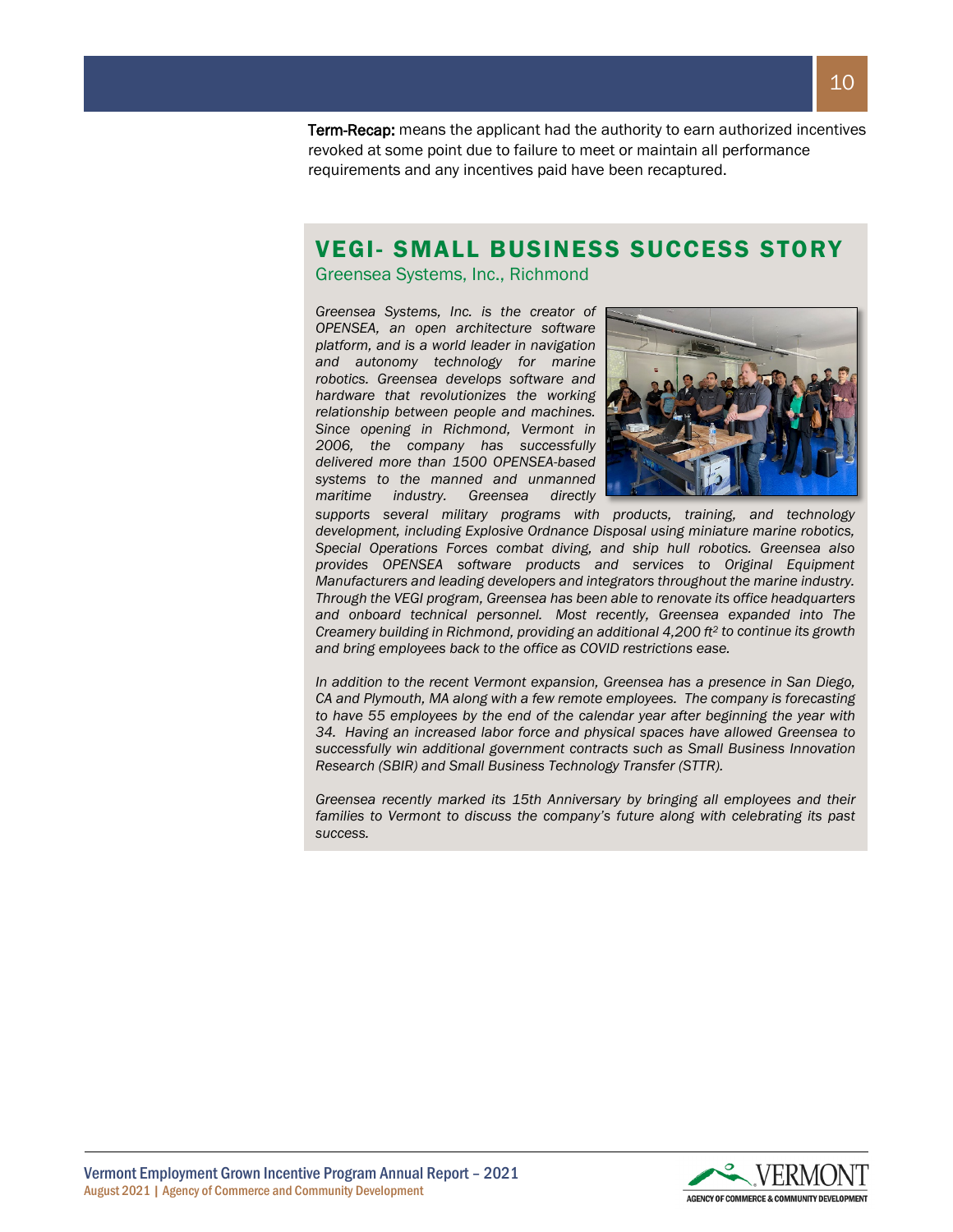**Term-Recap:** means the applicant had the authority to earn authorized incentives revoked at some point due to failure to meet or maintain all performance requirements and any incentives paid have been recaptured.

## VEGI- SMALL BUSINESS SUCCESS STORY

Greensea Systems, Inc., Richmond

*Greensea Systems, Inc. is the creator of OPENSEA, an open architecture software platform, and is a world leader in navigation and autonomy technology for marine robotics. Greensea develops software and hardware that revolutionizes the working relationship between people and machines. Since opening in Richmond, Vermont in 2006, the company has successfully delivered more than 1500 OPENSEA-based systems to the manned and unmanned maritime industry. Greensea directly supports several military programs with products, training, and technology development, including Explosive Ordnance Disposal using miniature marine robotics, Special Operations Forces combat diving, and ship hull robotics. Greensea also provides OPENSEA software products and services to Original Equipment Manufacturers and leading developers and integrators throughout the marine industry. Through the VEGI program, Greensea has been able to renovate its office headquarters and onboard technical personnel. Most recently, Greensea expanded into The Creamery building in Richmond, providing an additional 4,200 ft$^2$ to continue its growth and bring employees back to the office as COVID restrictions ease.*

*In addition to the recent Vermont expansion, Greensea has a presence in San Diego, CA and Plymouth, MA along with a few remote employees. The company is forecasting to have 55 employees by the end of the calendar year after beginning the year with 34. Having an increased labor force and physical spaces have allowed Greensea to successfully win additional government contracts such as Small Business Innovation Research (SBIR) and Small Business Technology Transfer (STTR).*

*Greensea recently marked its 15th Anniversary by bringing all employees and their families to Vermont to discuss the company's future along with celebrating its past success.*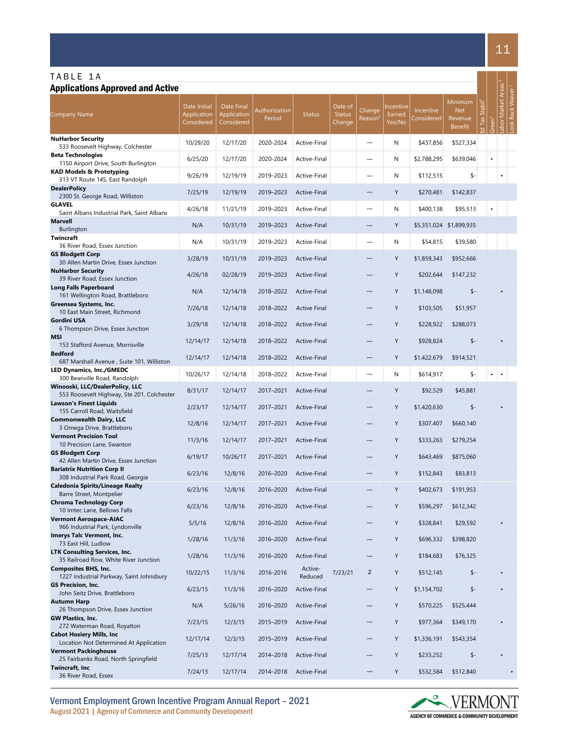TABLE 1A

## Applications Approved and Active

| Company Name | Date Initial Application Considered | Date Final Application Considered | Authorization Period | Status | Date of Status Change | Change Reason[2] | Incentive Earned Yes/No | Incentive Considered | Minimum Net Revenue Benefit | Ed Tax Stabil[3] | Green[3] | Labor Market Areas[3] | Look Back Waiver[3] |
|---|---|---|---|---|---|---|---|---|---|---|---|---|---|
| **NuHarbor Security** 533 Roosevelt Highway, Colchester | 10/29/20 | 12/17/20 | 2020-2024 | Active-Final | | — | N | $437,856 | $527,334 | | | | |
| **Beta Technologies** 1150 Airport Drive, South Burlington | 6/25/20 | 12/17/20 | 2020-2024 | Active-Final | | — | N | $2,788,295 | $639,046 | | • | | |
| **KAD Models & Prototyping** 313 VT Route 14S, East Randolph | 9/26/19 | 12/19/19 | 2019–2023 | Active-Final | | — | N | $112,515 | $- | | | • | |
| **DealerPolicy** 2300 St. George Road, Williston | 7/25/19 | 12/19/19 | 2019–2023 | Active-Final | | — | Y | $270,481 | $142,837 | | | | |
| **GLAVEL** Saint Albans Industrial Park, Saint Albans | 4/26/18 | 11/21/19 | 2019–2023 | Active-Final | | — | N | $400,138 | $95,513 | | • | | |
| **Marvell** Burlington | N/A | 10/31/19 | 2019–2023 | Active-Final | | — | Y | $5,351,024 | $1,899,935 | | | | |
| **Twincraft** 36 River Road, Essex Junction | N/A | 10/31/19 | 2019–2023 | Active-Final | | — | N | $54,815 | $39,580 | | | | |
| **GS Blodgett Corp** 30 Allen Martin Drive, Essex Junction | 3/28/19 | 10/31/19 | 2019–2023 | Active-Final | | — | Y | $1,859,343 | $952,666 | | | | |
| **NuHarbor Security** 39 River Road, Essex Junction | 4/26/18 | 02/28/19 | 2019–2023 | Active-Final | | — | Y | $202,644 | $147,232 | | | | |
| **Long Falls Paperboard** 161 Wellington Road, Brattleboro | N/A | 12/14/18 | 2018–2022 | Active-Final | | — | Y | $1,148,098 | $- | | | • | |
| **Greensea Systems, Inc.** 10 East Main Street, Richmond | 7/26/18 | 12/14/18 | 2018–2022 | Active Final | | — | Y | $103,505 | $51,957 | | | | |
| **Gordini USA** 6 Thompson Drive, Essex Junction | 3/29/18 | 12/14/18 | 2018–2022 | Active-Final | | — | Y | $228,922 | $288,073 | | | | |
| **MSI** 153 Stafford Avenue, Morrisville | 12/14/17 | 12/14/18 | 2018–2022 | Active-Final | | — | Y | $928,824 | $- | | | • | |
| **Bedford** 687 Marshall Avenue , Suite 101, Williston | 12/14/17 | 12/14/18 | 2018–2022 | Active-Final | | — | Y | $1,422,679 | $914,521 | | | | |
| **LED Dynamics, Inc./GMEDC** 300 Beanville Road, Randolph | 10/26/17 | 12/14/18 | 2018–2022 | Active-Final | | — | N | $614,917 | $- | | • | • | |
| **Winooski, LLC/DealerPolicy, LLC** 553 Roosevelt Highway, Ste 201, Colchester | 8/31/17 | 12/14/17 | 2017–2021 | Active-Final | | — | Y | $92,529 | $45,881 | | | | |
| **Lawson's Finest Liquids** 155 Carroll Road, Waitsfield | 2/23/17 | 12/14/17 | 2017–2021 | Active-Final | | — | Y | $1,420,630 | $- | | | • | |
| **Commonwealth Dairy, LLC** 3 Omega Drive, Brattleboro | 12/8/16 | 12/14/17 | 2017–2021 | Active-Final | | — | Y | $307,407 | $660,140 | | | | |
| **Vermont Precision Tool** 10 Precision Lane, Swanton | 11/3/16 | 12/14/17 | 2017–2021 | Active-Final | | — | Y | $333,263 | $279,254 | | | | |
| **GS Blodgett Corp** 42 Allen Martin Drive, Essex Junction | 6/19/17 | 10/26/17 | 2017–2021 | Active-Final | | — | Y | $643,469 | $875,060 | | | | |
| **Bariatrix Nutrition Corp II** 308 Industrial Park Road, Georgia | 6/23/16 | 12/8/16 | 2016–2020 | Active-Final | | — | Y | $152,843 | $83,813 | | | | |
| **Caledonia Spirits/Lineage Realty** Barre Street, Montpelier | 6/23/16 | 12/8/16 | 2016–2020 | Active-Final | | — | Y | $402,673 | $191,953 | | | | |
| **Chroma Technology Corp** 10 Imtec Lane, Bellows Falls | 6/23/16 | 12/8/16 | 2016–2020 | Active-Final | | — | Y | $596,297 | $612,342 | | | | |
| **Vermont Aerospace-AIAC** 966 Industrial Park, Lyndonville | 5/5/16 | 12/8/16 | 2016–2020 | Active-Final | | — | Y | $328,841 | $29,592 | | | • | |
| **Imerys Talc Vermont, Inc.** 73 East Hill, Ludlow | 1/28/16 | 11/3/16 | 2016–2020 | Active-Final | | — | Y | $696,332 | $398,820 | | | | |
| **LTK Consulting Services, Inc.** 35 Railroad Row, White River Junction | 1/28/16 | 11/3/16 | 2016–2020 | Active-Final | | — | Y | $184,683 | $76,325 | | | | |
| **Composites BHS, Inc.** 1227 Industrial Parkway, Saint Johnsbury | 10/22/15 | 11/3/16 | 2016-2016 | Active-Reduced | 7/23/21 | 2 | Y | $512,145 | $- | | | • | |
| **GS Precision, Inc.** John Seitz Drive, Brattleboro | 6/23/15 | 11/3/16 | 2016–2020 | Active-Final | | — | Y | $1,154,702 | $- | | | • | |
| **Autumn Harp** 26 Thompson Drive, Essex Junction | N/A | 5/26/16 | 2016–2020 | Active-Final | | — | Y | $570,225 | $525,444 | | | | |
| **GW Plastics, Inc.** 272 Waterman Road, Royalton | 7/23/15 | 12/3/15 | 2015–2019 | Active-Final | | — | Y | $977,364 | $349,170 | | | • | |
| **Cabot Hosiery Mills, Inc** Location Not Determined At Application | 12/17/14 | 12/3/15 | 2015–2019 | Active-Final | | — | Y | $1,336,191 | $543,354 | | | | |
| **Vermont Packinghouse** 25 Fairbanks Road, North Springfield | 7/25/13 | 12/17/14 | 2014–2018 | Active-Final | | — | Y | $233,252 | $- | | | • | |
| **Twincraft, Inc** 36 River Road, Essex | 7/24/13 | 12/17/14 | 2014–2018 | Active-Final | | — | Y | $532,584 | $512,840 | | | | • |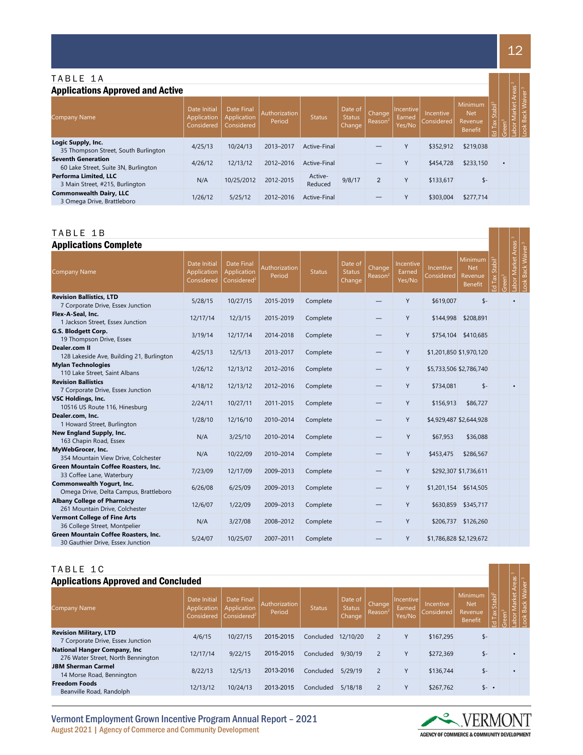## TABLE 1A

### Applications Approved and Active

| Company Name | Date Initial Application Considered | Date Final Application Considered | Authorization Period | Status | Date of Status Change | Change Reason[2] | Incentive Earned Yes/No | Incentive Considered | Minimum Net Revenue Benefit | Ed Tax Stabil[3] | Green[3] | Labor Market Areas[3] | Look Back Waiver[3] |
|---|---|---|---|---|---|---|---|---|---|---|---|---|---|
| **Logic Supply, Inc.** 35 Thompson Street, South Burlington | 4/25/13 | 10/24/13 | 2013–2017 | Active-Final | | — | Y | $352,912 | $219,038 | | | | |
| **Seventh Generation** 60 Lake Street, Suite 3N, Burlington | 4/26/12 | 12/13/12 | 2012–2016 | Active-Final | | — | Y | $454,728 | $233,150 | | • | | |
| **Performa Limited, LLC** 3 Main Street, #215, Burlington | N/A | 10/25/2012 | 2012-2015 | Active-Reduced | 9/8/17 | 2 | Y | $133,617 | $- | | | | |
| **Commonwealth Dairy, LLC** 3 Omega Drive, Brattleboro | 1/26/12 | 5/25/12 | 2012–2016 | Active-Final | | — | Y | $303,004 | $277,714 | | | | |

## TABLE 1B

### Applications Complete

| Company Name | Date Initial Application Considered | Date Final Application Considered[2] | Authorization Period | Status | Date of Status Change | Change Reason[2] | Incentive Earned Yes/No | Incentive Considered | Minimum Net Revenue Benefit | Ed Tax Stabil[3] | Green[3] | Labor Market Areas[3] | Look Back Waiver[3] |
|---|---|---|---|---|---|---|---|---|---|---|---|---|---|
| **Revision Ballistics, LTD** 7 Corporate Drive, Essex Junction | 5/28/15 | 10/27/15 | 2015-2019 | Complete | | — | Y | $619,007 | $- | | | • | |
| **Flex-A-Seal, Inc.** 1 Jackson Street, Essex Junction | 12/17/14 | 12/3/15 | 2015-2019 | Complete | | — | Y | $144,998 | $208,891 | | | | |
| **G.S. Blodgett Corp.** 19 Thompson Drive, Essex | 3/19/14 | 12/17/14 | 2014-2018 | Complete | | — | Y | $754,104 | $410,685 | | | | |
| **Dealer.com II** 128 Lakeside Ave, Building 21, Burlington | 4/25/13 | 12/5/13 | 2013-2017 | Complete | | — | Y | $1,201,850 | $1,970,120 | | | | |
| **Mylan Technologies** 110 Lake Street, Saint Albans | 1/26/12 | 12/13/12 | 2012–2016 | Complete | | — | Y | $5,733,506 | $2,786,740 | | | | |
| **Revision Ballistics** 7 Corporate Drive, Essex Junction | 4/18/12 | 12/13/12 | 2012–2016 | Complete | | — | Y | $734,081 | $- | | | • | |
| **VSC Holdings, Inc.** 10516 US Route 116, Hinesburg | 2/24/11 | 10/27/11 | 2011-2015 | Complete | | — | Y | $156,913 | $86,727 | | | | |
| **Dealer.com, Inc.** 1 Howard Street, Burlington | 1/28/10 | 12/16/10 | 2010–2014 | Complete | | — | Y | $4,929,487 | $2,644,928 | | | | |
| **New England Supply, Inc.** 163 Chapin Road, Essex | N/A | 3/25/10 | 2010–2014 | Complete | | — | Y | $67,953 | $36,088 | | | | |
| **MyWebGrocer, Inc.** 354 Mountain View Drive, Colchester | N/A | 10/22/09 | 2010–2014 | Complete | | — | Y | $453,475 | $286,567 | | | | |
| **Green Mountain Coffee Roasters, Inc.** 33 Coffee Lane, Waterbury | 7/23/09 | 12/17/09 | 2009–2013 | Complete | | — | Y | $292,307 | $1,736,611 | | | | |
| **Commonwealth Yogurt, Inc.** Omega Drive, Delta Campus, Brattleboro | 6/26/08 | 6/25/09 | 2009–2013 | Complete | | — | Y | $1,201,154 | $614,505 | | | | |
| **Albany College of Pharmacy** 261 Mountain Drive, Colchester | 12/6/07 | 1/22/09 | 2009–2013 | Complete | | — | Y | $630,859 | $345,717 | | | | |
| **Vermont College of Fine Arts** 36 College Street, Montpelier | N/A | 3/27/08 | 2008–2012 | Complete | | — | Y | $206,737 | $126,260 | | | | |
| **Green Mountain Coffee Roasters, Inc.** 30 Gauthier Drive, Essex Junction | 5/24/07 | 10/25/07 | 2007–2011 | Complete | | — | Y | $1,786,828 | $2,129,672 | | | | |

## TABLE 1C

### Applications Approved and Concluded

| Company Name | Date Initial Application Considered | Date Final Application Considered[2] | Authorization Period | Status | Date of Status Change | Change Reason[2] | Incentive Earned Yes/No | Incentive Considered | Minimum Net Revenue Benefit | Ed Tax Stabil[3] | Green[3] | Labor Market Areas[3] | Look Back Waiver[3] |
|---|---|---|---|---|---|---|---|---|---|---|---|---|---|
| **Revision Military, LTD** 7 Corporate Drive, Essex Junction | 4/6/15 | 10/27/15 | 2015-2015 | Concluded | 12/10/20 | 2 | Y | $167,295 | $- | | | | |
| **National Hanger Company, Inc** 276 Water Street, North Bennington | 12/17/14 | 9/22/15 | 2015-2015 | Concluded | 9/30/19 | 2 | Y | $272,369 | $- | | | • | |
| **JBM Sherman Carmel** 14 Morse Road, Bennington | 8/22/13 | 12/5/13 | 2013-2016 | Concluded | 5/29/19 | 2 | Y | $136,744 | $- | | | • | |
| **Freedom Foods** Beanville Road, Randolph | 12/13/12 | 10/24/13 | 2013-2015 | Concluded | 5/18/18 | 2 | Y | $267,762 | $- | • | | | |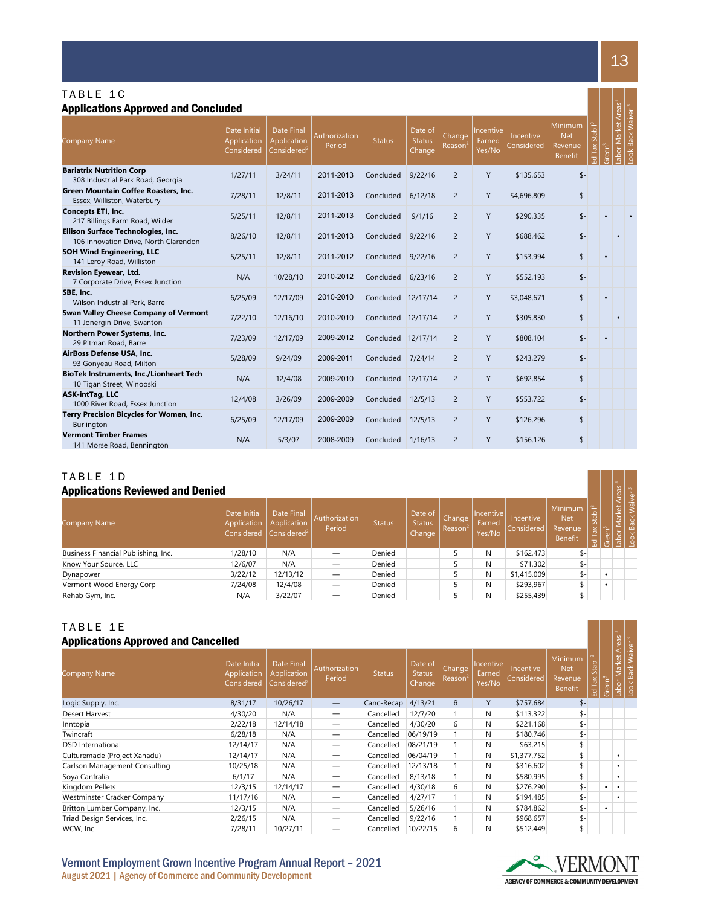## TABLE 1C

### Applications Approved and Concluded

| Company Name | Date Initial Application Considered | Date Final Application Considered[2] | Authorization Period | Status | Date of Status Change | Change Reason[2] | Incentive Earned Yes/No | Incentive Considered | Minimum Net Revenue Benefit | Ed Tax Stabil[3] | Green[3] | Labor Market Areas[3] | Look Back Waiver[3] |
|---|---|---|---|---|---|---|---|---|---|---|---|---|---|
| **Bariatrix Nutrition Corp** 308 Industrial Park Road, Georgia | 1/27/11 | 3/24/11 | 2011-2013 | Concluded | 9/22/16 | 2 | Y | $135,653 | $- | | | | |
| **Green Mountain Coffee Roasters, Inc.** Essex, Williston, Waterbury | 7/28/11 | 12/8/11 | 2011-2013 | Concluded | 6/12/18 | 2 | Y | $4,696,809 | $- | | | | |
| **Concepts ETI, Inc.** 217 Billings Farm Road, Wilder | 5/25/11 | 12/8/11 | 2011-2013 | Concluded | 9/1/16 | 2 | Y | $290,335 | $- | | • | | • |
| **Ellison Surface Technologies, Inc.** 106 Innovation Drive, North Clarendon | 8/26/10 | 12/8/11 | 2011-2013 | Concluded | 9/22/16 | 2 | Y | $688,462 | $- | | | • | |
| **SOH Wind Engineering, LLC** 141 Leroy Road, Williston | 5/25/11 | 12/8/11 | 2011-2012 | Concluded | 9/22/16 | 2 | Y | $153,994 | $- | | • | | |
| **Revision Eyewear, Ltd.** 7 Corporate Drive, Essex Junction | N/A | 10/28/10 | 2010-2012 | Concluded | 6/23/16 | 2 | Y | $552,193 | $- | | | | |
| **SBE, Inc.** Wilson Industrial Park, Barre | 6/25/09 | 12/17/09 | 2010-2010 | Concluded | 12/17/14 | 2 | Y | $3,048,671 | $- | | • | | |
| **Swan Valley Cheese Company of Vermont** 11 Jonergin Drive, Swanton | 7/22/10 | 12/16/10 | 2010-2010 | Concluded | 12/17/14 | 2 | Y | $305,830 | $- | | | • | |
| **Northern Power Systems, Inc.** 29 Pitman Road, Barre | 7/23/09 | 12/17/09 | 2009-2012 | Concluded | 12/17/14 | 2 | Y | $808,104 | $- | | • | | |
| **AirBoss Defense USA, Inc.** 93 Gonyeau Road, Milton | 5/28/09 | 9/24/09 | 2009-2011 | Concluded | 7/24/14 | 2 | Y | $243,279 | $- | | | | |
| **BioTek Instruments, Inc./Lionheart Tech** 10 Tigan Street, Winooski | N/A | 12/4/08 | 2009-2010 | Concluded | 12/17/14 | 2 | Y | $692,854 | $- | | | | |
| **ASK-intTag, LLC** 1000 River Road, Essex Junction | 12/4/08 | 3/26/09 | 2009-2009 | Concluded | 12/5/13 | 2 | Y | $553,722 | $- | | | | |
| **Terry Precision Bicycles for Women, Inc.** Burlington | 6/25/09 | 12/17/09 | 2009-2009 | Concluded | 12/5/13 | 2 | Y | $126,296 | $- | | | | |
| **Vermont Timber Frames** 141 Morse Road, Bennington | N/A | 5/3/07 | 2008-2009 | Concluded | 1/16/13 | 2 | Y | $156,126 | $- | | | | |

## TABLE 1D

### Applications Reviewed and Denied

| Company Name | Date Initial Application Considered | Date Final Application Considered[2] | Authorization Period | Status | Date of Status Change | Change Reason[2] | Incentive Earned Yes/No | Incentive Considered | Minimum Net Revenue Benefit | Ed Tax Stabil[3] | Green[3] | Labor Market Areas[3] | Look Back Waiver[3] |
|---|---|---|---|---|---|---|---|---|---|---|---|---|---|
| Business Financial Publishing, Inc. | 1/28/10 | N/A | — | Denied | | 5 | N | $162,473 | $- | | | | |
| Know Your Source, LLC | 12/6/07 | N/A | — | Denied | | 5 | N | $71,302 | $- | | | | |
| Dynapower | 3/22/12 | 12/13/12 | — | Denied | | 5 | N | $1,415,009 | $- | | • | | |
| Vermont Wood Energy Corp | 7/24/08 | 12/4/08 | — | Denied | | 5 | N | $293,967 | $- | | • | | |
| Rehab Gym, Inc. | N/A | 3/22/07 | — | Denied | | 5 | N | $255,439 | $- | | | | |

## TABLE 1E

### Applications Approved and Cancelled

| Company Name | Date Initial Application Considered | Date Final Application Considered[2] | Authorization Period | Status | Date of Status Change | Change Reason[2] | Incentive Earned Yes/No | Incentive Considered | Minimum Net Revenue Benefit | Ed Tax Stabil[3] | Green[3] | Labor Market Areas[3] | Look Back Waiver[3] |
|---|---|---|---|---|---|---|---|---|---|---|---|---|---|
| Logic Supply, Inc. | 8/31/17 | 10/26/17 | — | Canc-Recap | 4/13/21 | 6 | Y | $757,684 | $- | | | | |
| Desert Harvest | 4/30/20 | N/A | — | Cancelled | 12/7/20 | 1 | N | $113,322 | $- | | | | |
| Inntopia | 2/22/18 | 12/14/18 | — | Cancelled | 4/30/20 | 6 | N | $221,168 | $- | | | | |
| Twincraft | 6/28/18 | N/A | — | Cancelled | 06/19/19 | 1 | N | $180,746 | $- | | | | |
| DSD International | 12/14/17 | N/A | — | Cancelled | 08/21/19 | 1 | N | $63,215 | $- | | | | |
| Culturemade (Project Xanadu) | 12/14/17 | N/A | — | Cancelled | 06/04/19 | 1 | N | $1,377,752 | $- | | | • | |
| Carlson Management Consulting | 10/25/18 | N/A | — | Cancelled | 12/13/18 | 1 | N | $316,602 | $- | | | • | |
| Soya Canfralia | 6/1/17 | N/A | — | Cancelled | 8/13/18 | 1 | N | $580,995 | $- | | | • | |
| Kingdom Pellets | 12/3/15 | 12/14/17 | — | Cancelled | 4/30/18 | 6 | N | $276,290 | $- | | • | • | |
| Westminster Cracker Company | 11/17/16 | N/A | — | Cancelled | 4/27/17 | 1 | N | $194,485 | $- | | | • | |
| Britton Lumber Company, Inc. | 12/3/15 | N/A | — | Cancelled | 5/26/16 | 1 | N | $784,862 | $- | | • | | |
| Triad Design Services, Inc. | 2/26/15 | N/A | — | Cancelled | 9/22/16 | 1 | N | $968,657 | $- | | | | |
| WCW, Inc. | 7/28/11 | 10/27/11 | — | Cancelled | 10/22/15 | 6 | N | $512,449 | $- | | | | |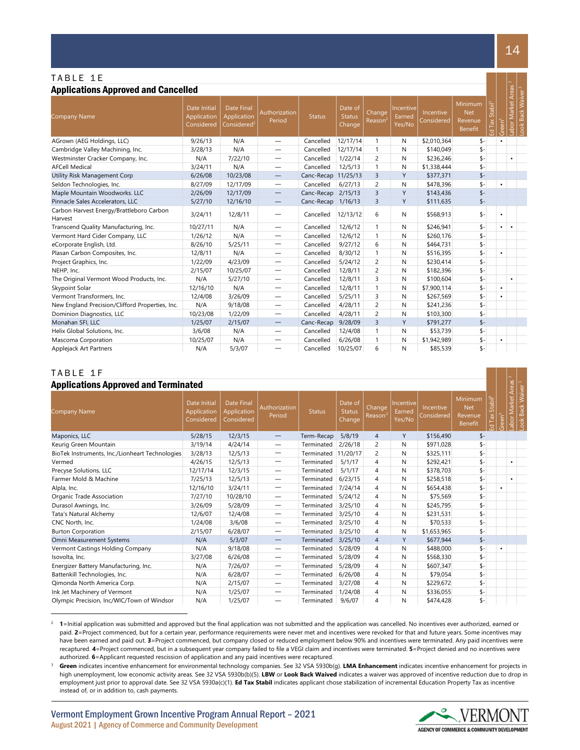## TABLE 1E

### Applications Approved and Cancelled

| Company Name | Date Initial Application Considered | Date Final Application Considered[2] | Authorization Period | Status | Date of Status Change | Change Reason[2] | Incentive Earned Yes/No | Incentive Considered | Minimum Net Revenue Benefit | Ed Tax Stabil[3] | Green[3] | Labor Market Areas[3] | Look Back Waiver[3] |
|---|---|---|---|---|---|---|---|---|---|---|---|---|---|
| AGrown (AEG Holdings, LLC) | 9/26/13 | N/A | — | Cancelled | 12/17/14 | 1 | N | $2,010,364 | $- | | • | | |
| Cambridge Valley Machining, Inc. | 3/28/13 | N/A | — | Cancelled | 12/17/14 | 1 | N | $140,049 | $- | | | | |
| Westminster Cracker Company, Inc. | | 7/22/10 | — | Cancelled | 1/22/14 | 2 | N | $236,246 | $- | | | • | |
| AFCell Medical | 3/24/11 | N/A | — | Cancelled | 12/5/13 | 1 | N | $1,338,444 | $- | | | | |
| Utility Risk Management Corp | 6/26/08 | 10/23/08 | — | Canc-Recap | 11/25/13 | 3 | Y | $377,371 | $- | | | | |
| Seldon Technologies, Inc. | 8/27/09 | 12/17/09 | — | Cancelled | 6/27/13 | 2 | N | $478,396 | $- | | • | | |
| Maple Mountain Woodworks. LLC | 2/26/09 | 12/17/09 | — | Canc-Recap | 2/15/13 | 3 | Y | $143,436 | $- | | | | |
| Pinnacle Sales Accelerators, LLC | 5/27/10 | 12/16/10 | — | Canc-Recap | 1/16/13 | 3 | Y | $111,635 | $- | | | | |
| Carbon Harvest Energy/Brattleboro Carbon Harvest | 3/24/11 | 12/8/11 | — | Cancelled | 12/13/12 | 6 | N | $568,913 | $- | | • | | |
| Transcend Quality Manufacturing, Inc. | 10/27/11 | N/A | — | Cancelled | 12/6/12 | 1 | N | $246,941 | $- | | • | • | |
| Vermont Hard Cider Company, LLC | 1/26/12 | N/A | — | Cancelled | 12/6/12 | 1 | N | $260,176 | $- | | | | |
| eCorporate English, Ltd. | 8/26/10 | 5/25/11 | — | Cancelled | 9/27/12 | 6 | N | $464,731 | $- | | | | |
| Plasan Carbon Composites, Inc. | 12/8/11 | N/A | — | Cancelled | 8/30/12 | 1 | N | $516,395 | $- | | • | | |
| Project Graphics, Inc. | 1/22/09 | 4/23/09 | — | Cancelled | 5/24/12 | 2 | N | $230,414 | $- | | | | |
| NEHP, Inc. | 2/15/07 | 10/25/07 | — | Cancelled | 12/8/11 | 2 | N | $182,396 | $- | | | | |
| The Original Vermont Wood Products, Inc. | N/A | 5/27/10 | — | Cancelled | 12/8/11 | 3 | N | $100,604 | $- | | | • | |
| Skypoint Solar | 12/16/10 | N/A | — | Cancelled | 12/8/11 | 1 | N | $7,900,114 | $- | | • | | |
| Vermont Transformers, Inc. | 12/4/08 | 3/26/09 | — | Cancelled | 5/25/11 | 3 | N | $267,569 | $- | | • | | |
| New England Precision/Clifford Properties, Inc. | N/A | 9/18/08 | — | Cancelled | 4/28/11 | 2 | N | $241,236 | $- | | | | |
| Dominion Diagnostics, LLC | 10/23/08 | 1/22/09 | — | Cancelled | 4/28/11 | 2 | N | $103,300 | $- | | | | |
| Monahan SFI, LLC | 1/25/07 | 2/15/07 | — | Canc-Recap | 9/28/09 | 3 | Y | $791,277 | $- | | | | |
| Helix Global Solutions, Inc. | 3/6/08 | N/A | — | Cancelled | 12/4/08 | 1 | N | $53,739 | $- | | | | |
| Mascoma Corporation | 10/25/07 | N/A | — | Cancelled | 6/26/08 | 1 | N | $1,942,989 | $- | | • | | |
| Applejack Art Partners | N/A | 5/3/07 | — | Cancelled | 10/25/07 | 6 | N | $85,539 | $- | | | | |

## TABLE 1F

### Applications Approved and Terminated

| Company Name | Date Initial Application Considered | Date Final Application Considered | Authorization Period | Status | Date of Status Change | Change Reason[2] | Incentive Earned Yes/No | Incentive Considered | Minimum Net Revenue Benefit | Ed Tax Stabil[3] | Green[3] | Labor Market Areas[3] | Look Back Waiver[3] |
|---|---|---|---|---|---|---|---|---|---|---|---|---|---|
| Maponics, LLC | 5/28/15 | 12/3/15 | — | Term-Recap | 5/8/19 | 4 | Y | $156,490 | $- | | | | |
| Keurig Green Mountain | 3/19/14 | 4/24/14 | — | Terminated | 2/26/18 | 2 | N | $971,028 | $- | | | | |
| BioTek Instruments, Inc./Lionheart Technologies | 3/28/13 | 12/5/13 | — | Terminated | 11/20/17 | 2 | N | $325,111 | $- | | | | |
| Vermed | 4/26/15 | 12/5/13 | — | Terminated | 5/1/17 | 4 | N | $292,421 | $- | | | • | |
| Precyse Solutions, LLC | 12/17/14 | 12/3/15 | — | Terminated | 5/1/17 | 4 | N | $378,703 | $- | | | | |
| Farmer Mold & Machine | 7/25/13 | 12/5/13 | — | Terminated | 6/23/15 | 4 | N | $258,518 | $- | | | • | |
| Alpla, Inc. | 12/16/10 | 3/24/11 | — | Terminated | 7/24/14 | 4 | N | $654,438 | $- | | • | | |
| Organic Trade Association | 7/27/10 | 10/28/10 | — | Terminated | 5/24/12 | 4 | N | $75,569 | $- | | | | |
| Durasol Awnings, Inc. | 3/26/09 | 5/28/09 | — | Terminated | 3/25/10 | 4 | N | $245,795 | $- | | | | |
| Tata's Natural Alchemy | 12/6/07 | 12/4/08 | — | Terminated | 3/25/10 | 4 | N | $231,531 | $- | | | | |
| CNC North, Inc. | 1/24/08 | 3/6/08 | — | Terminated | 3/25/10 | 4 | N | $70,533 | $- | | | | |
| Burton Corporation | 2/15/07 | 6/28/07 | — | Terminated | 3/25/10 | 4 | N | $1,653,965 | $- | | | | |
| Omni Measurement Systems | N/A | 5/3/07 | — | Terminated | 3/25/10 | 4 | Y | $677,944 | $- | | | | |
| Vermont Castings Holding Company | N/A | 9/18/08 | — | Terminated | 5/28/09 | 4 | N | $488,000 | $- | | • | | |
| Isovolta, Inc. | 3/27/08 | 6/26/08 | — | Terminated | 5/28/09 | 4 | N | $568,330 | $- | | | | |
| Energizer Battery Manufacturing, Inc. | N/A | 7/26/07 | — | Terminated | 5/28/09 | 4 | N | $607,347 | $- | | | | |
| Battenkill Technologies, Inc. | N/A | 6/28/07 | — | Terminated | 6/26/08 | 4 | N | $79,054 | $- | | | | |
| Qimonda North America Corp. | N/A | 2/15/07 | — | Terminated | 3/27/08 | 4 | N | $229,672 | $- | | | | |
| Ink Jet Machinery of Vermont | N/A | 1/25/07 | — | Terminated | 1/24/08 | 4 | N | $336,055 | $- | | | | |
| Olympic Precision, Inc/WIC/Town of Windsor | N/A | 1/25/07 | — | Terminated | 9/6/07 | 4 | N | $474,428 | $- | | | | |

[2] **1**=Initial application was submitted and approved but the final application was not submitted and the application was cancelled. No incentives ever authorized, earned or paid. **2**=Project commenced, but for a certain year, performance requirements were never met and incentives were revoked for that and future years. Some incentives may have been earned and paid out. **3**=Project commenced, but company closed or reduced employment below 90% and incentives were terminated. Any paid incentives were recaptured. **4**=Project commenced, but in a subsequent year company failed to file a VEGI claim and incentives were terminated. **5**=Project denied and no incentives were authorized. **6**=Applicant requested rescission of application and any paid incentives were recaptured.

[3] **Green** indicates incentive enhancement for environmental technology companies. See 32 VSA 5930b(g). **LMA Enhancement** indicates incentive enhancement for projects in high unemployment, low economic activity areas. See 32 VSA 5930b(b)(5). **LBW** or **Look Back Waived** indicates a waiver was approved of incentive reduction due to drop in employment just prior to approval date. See 32 VSA 5930a(c)(1). **Ed Tax Stabil** indicates applicant chose stabilization of incremental Education Property Tax as incentive instead of, or in addition to, cash payments.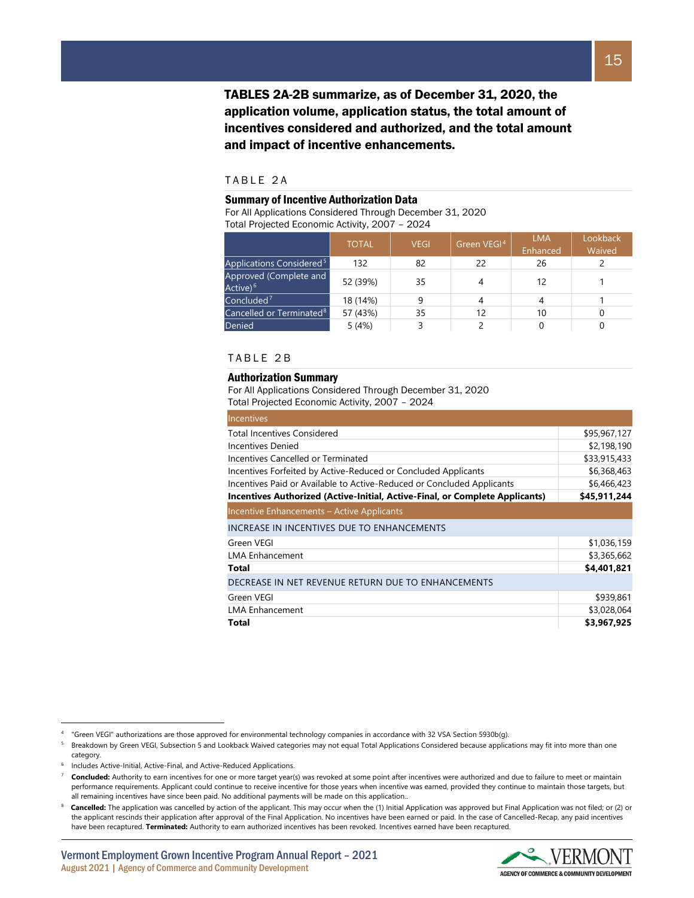**TABLES 2A-2B summarize, as of December 31, 2020, the application volume, application status, the total amount of incentives considered and authorized, and the total amount and impact of incentive enhancements.**

TABLE 2A

### Summary of Incentive Authorization Data

For All Applications Considered Through December 31, 2020
Total Projected Economic Activity, 2007 – 2024

| | TOTAL | VEGI | Green VEGI[4] | LMA Enhanced | Lookback Waived |
|---|---|---|---|---|---|
| Applications Considered[5] | 132 | 82 | 22 | 26 | 2 |
| Approved (Complete and Active)[6] | 52 (39%) | 35 | 4 | 12 | 1 |
| Concluded[7] | 18 (14%) | 9 | 4 | 4 | 1 |
| Cancelled or Terminated[8] | 57 (43%) | 35 | 12 | 10 | 0 |
| Denied | 5 (4%) | 3 | 2 | 0 | 0 |

TABLE 2B

### Authorization Summary

For All Applications Considered Through December 31, 2020
Total Projected Economic Activity, 2007 – 2024

| Incentives | |
|---|---|
| Total Incentives Considered | $95,967,127 |
| Incentives Denied | $2,198,190 |
| Incentives Cancelled or Terminated | $33,915,433 |
| Incentives Forfeited by Active-Reduced or Concluded Applicants | $6,368,463 |
| Incentives Paid or Available to Active-Reduced or Concluded Applicants | $6,466,423 |
| **Incentives Authorized (Active-Initial, Active-Final, or Complete Applicants)** | **$45,911,244** |
| Incentive Enhancements – Active Applicants | |
| INCREASE IN INCENTIVES DUE TO ENHANCEMENTS | |
| Green VEGI | $1,036,159 |
| LMA Enhancement | $3,365,662 |
| **Total** | **$4,401,821** |
| DECREASE IN NET REVENUE RETURN DUE TO ENHANCEMENTS | |
| Green VEGI | $939,861 |
| LMA Enhancement | $3,028,064 |
| **Total** | **$3,967,925** |

---

[4] "Green VEGI" authorizations are those approved for environmental technology companies in accordance with 32 VSA Section 5930b(g).

[5] Breakdown by Green VEGI, Subsection 5 and Lookback Waived categories may not equal Total Applications Considered because applications may fit into more than one category.

[6] Includes Active-Initial, Active-Final, and Active-Reduced Applications.

[7] **Concluded:** Authority to earn incentives for one or more target year(s) was revoked at some point after incentives were authorized and due to failure to meet or maintain performance requirements. Applicant could continue to receive incentive for those years when incentive was earned, provided they continue to maintain those targets, but all remaining incentives have since been paid. No additional payments will be made on this application..

[8] **Cancelled:** The application was cancelled by action of the applicant. This may occur when the (1) Initial Application was approved but Final Application was not filed; or (2) or the applicant rescinds their application after approval of the Final Application. No incentives have been earned or paid. In the case of Cancelled-Recap, any paid incentives have been recaptured. **Terminated:** Authority to earn authorized incentives has been revoked. Incentives earned have been recaptured.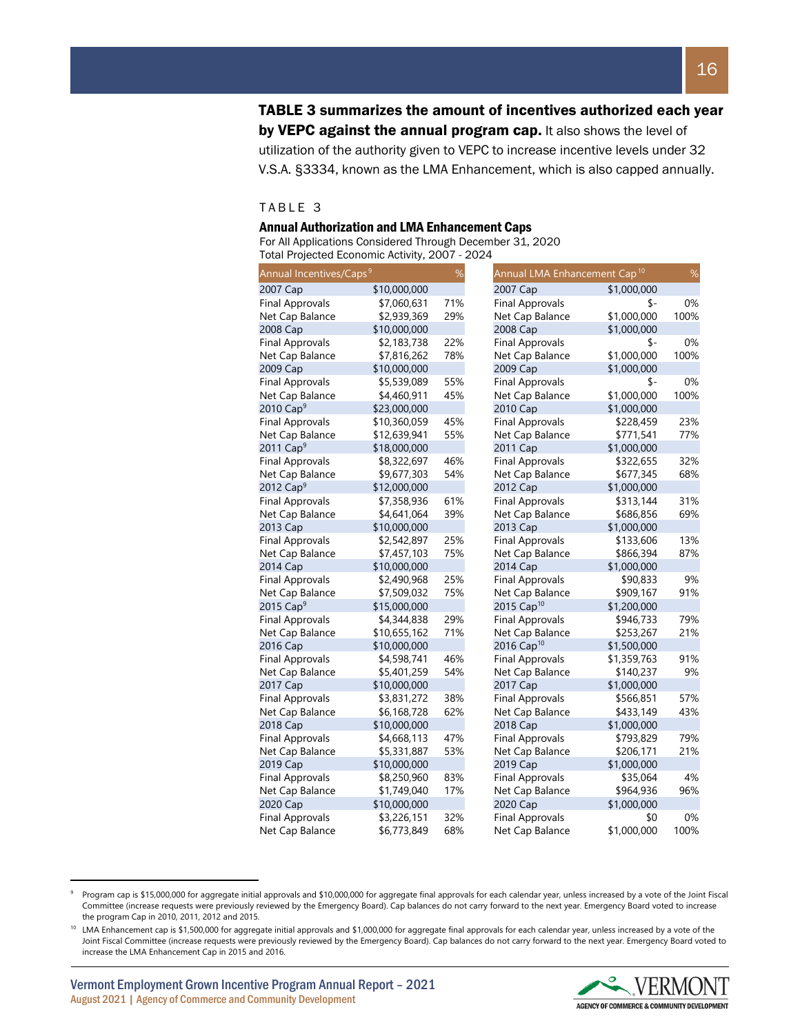**TABLE 3 summarizes the amount of incentives authorized each year by VEPC against the annual program cap.** It also shows the level of utilization of the authority given to VEPC to increase incentive levels under 32 V.S.A. §3334, known as the LMA Enhancement, which is also capped annually.

TABLE 3

### Annual Authorization and LMA Enhancement Caps

For All Applications Considered Through December 31, 2020
Total Projected Economic Activity, 2007 - 2024

| Annual Incentives/Caps[9] | | % | Annual LMA Enhancement Cap[10] | | % |
|---|---|---|---|---|---|
| 2007 Cap | $10,000,000 | | 2007 Cap | $1,000,000 | |
| Final Approvals | $7,060,631 | 71% | Final Approvals | $- | 0% |
| Net Cap Balance | $2,939,369 | 29% | Net Cap Balance | $1,000,000 | 100% |
| 2008 Cap | $10,000,000 | | 2008 Cap | $1,000,000 | |
| Final Approvals | $2,183,738 | 22% | Final Approvals | $- | 0% |
| Net Cap Balance | $7,816,262 | 78% | Net Cap Balance | $1,000,000 | 100% |
| 2009 Cap | $10,000,000 | | 2009 Cap | $1,000,000 | |
| Final Approvals | $5,539,089 | 55% | Final Approvals | $- | 0% |
| Net Cap Balance | $4,460,911 | 45% | Net Cap Balance | $1,000,000 | 100% |
| 2010 Cap[9] | $23,000,000 | | 2010 Cap | $1,000,000 | |
| Final Approvals | $10,360,059 | 45% | Final Approvals | $228,459 | 23% |
| Net Cap Balance | $12,639,941 | 55% | Net Cap Balance | $771,541 | 77% |
| 2011 Cap[9] | $18,000,000 | | 2011 Cap | $1,000,000 | |
| Final Approvals | $8,322,697 | 46% | Final Approvals | $322,655 | 32% |
| Net Cap Balance | $9,677,303 | 54% | Net Cap Balance | $677,345 | 68% |
| 2012 Cap[9] | $12,000,000 | | 2012 Cap | $1,000,000 | |
| Final Approvals | $7,358,936 | 61% | Final Approvals | $313,144 | 31% |
| Net Cap Balance | $4,641,064 | 39% | Net Cap Balance | $686,856 | 69% |
| 2013 Cap | $10,000,000 | | 2013 Cap | $1,000,000 | |
| Final Approvals | $2,542,897 | 25% | Final Approvals | $133,606 | 13% |
| Net Cap Balance | $7,457,103 | 75% | Net Cap Balance | $866,394 | 87% |
| 2014 Cap | $10,000,000 | | 2014 Cap | $1,000,000 | |
| Final Approvals | $2,490,968 | 25% | Final Approvals | $90,833 | 9% |
| Net Cap Balance | $7,509,032 | 75% | Net Cap Balance | $909,167 | 91% |
| 2015 Cap[9] | $15,000,000 | | 2015 Cap[10] | $1,200,000 | |
| Final Approvals | $4,344,838 | 29% | Final Approvals | $946,733 | 79% |
| Net Cap Balance | $10,655,162 | 71% | Net Cap Balance | $253,267 | 21% |
| 2016 Cap | $10,000,000 | | 2016 Cap[10] | $1,500,000 | |
| Final Approvals | $4,598,741 | 46% | Final Approvals | $1,359,763 | 91% |
| Net Cap Balance | $5,401,259 | 54% | Net Cap Balance | $140,237 | 9% |
| 2017 Cap | $10,000,000 | | 2017 Cap | $1,000,000 | |
| Final Approvals | $3,831,272 | 38% | Final Approvals | $566,851 | 57% |
| Net Cap Balance | $6,168,728 | 62% | Net Cap Balance | $433,149 | 43% |
| 2018 Cap | $10,000,000 | | 2018 Cap | $1,000,000 | |
| Final Approvals | $4,668,113 | 47% | Final Approvals | $793,829 | 79% |
| Net Cap Balance | $5,331,887 | 53% | Net Cap Balance | $206,171 | 21% |
| 2019 Cap | $10,000,000 | | 2019 Cap | $1,000,000 | |
| Final Approvals | $8,250,960 | 83% | Final Approvals | $35,064 | 4% |
| Net Cap Balance | $1,749,040 | 17% | Net Cap Balance | $964,936 | 96% |
| 2020 Cap | $10,000,000 | | 2020 Cap | $1,000,000 | |
| Final Approvals | $3,226,151 | 32% | Final Approvals | $0 | 0% |
| Net Cap Balance | $6,773,849 | 68% | Net Cap Balance | $1,000,000 | 100% |

[9] Program cap is $15,000,000 for aggregate initial approvals and $10,000,000 for aggregate final approvals for each calendar year, unless increased by a vote of the Joint Fiscal Committee (increase requests were previously reviewed by the Emergency Board). Cap balances do not carry forward to the next year. Emergency Board voted to increase the program Cap in 2010, 2011, 2012 and 2015.

[10] LMA Enhancement cap is $1,500,000 for aggregate initial approvals and $1,000,000 for aggregate final approvals for each calendar year, unless increased by a vote of the Joint Fiscal Committee (increase requests were previously reviewed by the Emergency Board). Cap balances do not carry forward to the next year. Emergency Board voted to increase the LMA Enhancement Cap in 2015 and 2016.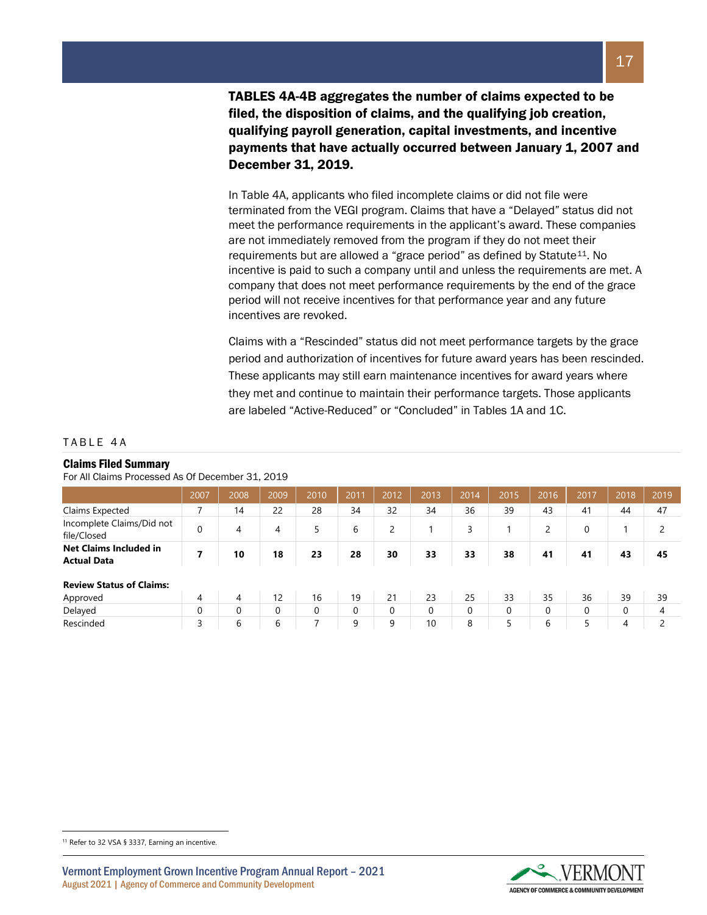**TABLES 4A-4B aggregates the number of claims expected to be filed, the disposition of claims, and the qualifying job creation, qualifying payroll generation, capital investments, and incentive payments that have actually occurred between January 1, 2007 and December 31, 2019.**

In Table 4A, applicants who filed incomplete claims or did not file were terminated from the VEGI program. Claims that have a "Delayed" status did not meet the performance requirements in the applicant's award. These companies are not immediately removed from the program if they do not meet their requirements but are allowed a "grace period" as defined by Statute[11]. No incentive is paid to such a company until and unless the requirements are met. A company that does not meet performance requirements by the end of the grace period will not receive incentives for that performance year and any future incentives are revoked.

Claims with a "Rescinded" status did not meet performance targets by the grace period and authorization of incentives for future award years has been rescinded. These applicants may still earn maintenance incentives for award years where they met and continue to maintain their performance targets. Those applicants are labeled "Active-Reduced" or "Concluded" in Tables 1A and 1C.

TABLE 4A

**Claims Filed Summary**

For All Claims Processed As Of December 31, 2019

| | 2007 | 2008 | 2009 | 2010 | 2011 | 2012 | 2013 | 2014 | 2015 | 2016 | 2017 | 2018 | 2019 |
|---|---|---|---|---|---|---|---|---|---|---|---|---|---|
| Claims Expected | 7 | 14 | 22 | 28 | 34 | 32 | 34 | 36 | 39 | 43 | 41 | 44 | 47 |
| Incomplete Claims/Did not file/Closed | 0 | 4 | 4 | 5 | 6 | 2 | 1 | 3 | 1 | 2 | 0 | 1 | 2 |
| **Net Claims Included in Actual Data** | **7** | **10** | **18** | **23** | **28** | **30** | **33** | **33** | **38** | **41** | **41** | **43** | **45** |
| **Review Status of Claims:** | | | | | | | | | | | | | |
| Approved | 4 | 4 | 12 | 16 | 19 | 21 | 23 | 25 | 33 | 35 | 36 | 39 | 39 |
| Delayed | 0 | 0 | 0 | 0 | 0 | 0 | 0 | 0 | 0 | 0 | 0 | 0 | 4 |
| Rescinded | 3 | 6 | 6 | 7 | 9 | 9 | 10 | 8 | 5 | 6 | 5 | 4 | 2 |

[11] Refer to 32 VSA § 3337, Earning an incentive.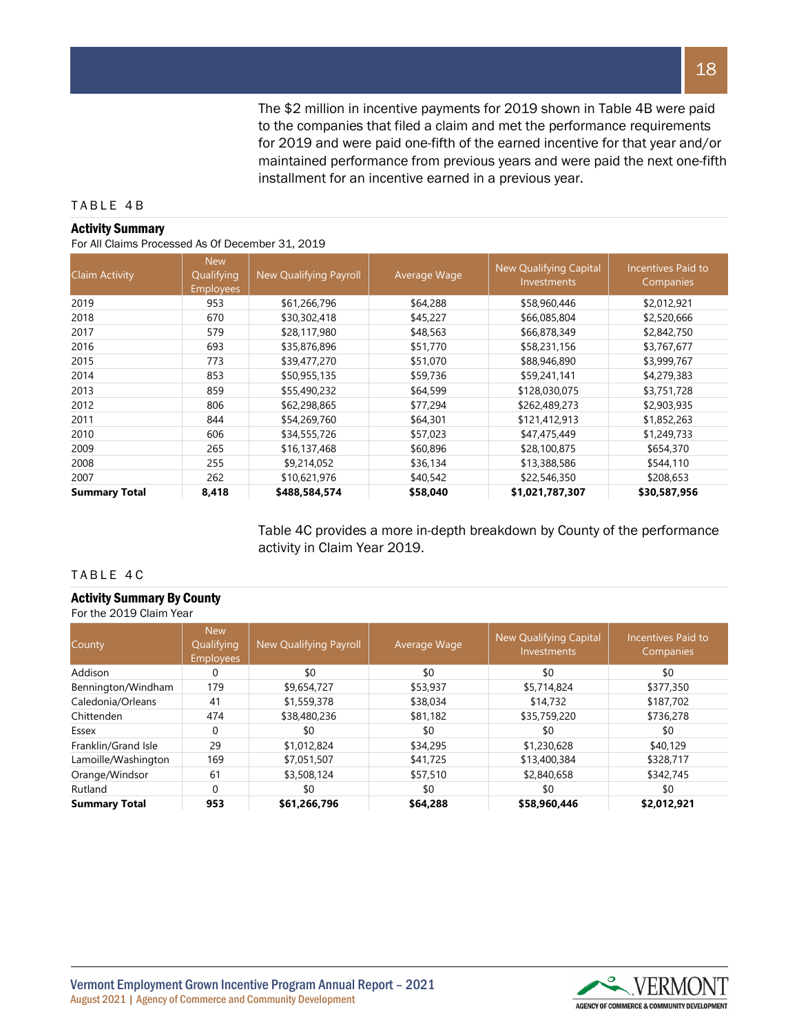The $2 million in incentive payments for 2019 shown in Table 4B were paid to the companies that filed a claim and met the performance requirements for 2019 and were paid one-fifth of the earned incentive for that year and/or maintained performance from previous years and were paid the next one-fifth installment for an incentive earned in a previous year.

TABLE 4B

### Activity Summary

For All Claims Processed As Of December 31, 2019

| Claim Activity | New Qualifying Employees | New Qualifying Payroll | Average Wage | New Qualifying Capital Investments | Incentives Paid to Companies |
|---|---|---|---|---|---|
| 2019 | 953 | $61,266,796 | $64,288 | $58,960,446 | $2,012,921 |
| 2018 | 670 | $30,302,418 | $45,227 | $66,085,804 | $2,520,666 |
| 2017 | 579 | $28,117,980 | $48,563 | $66,878,349 | $2,842,750 |
| 2016 | 693 | $35,876,896 | $51,770 | $58,231,156 | $3,767,677 |
| 2015 | 773 | $39,477,270 | $51,070 | $88,946,890 | $3,999,767 |
| 2014 | 853 | $50,955,135 | $59,736 | $59,241,141 | $4,279,383 |
| 2013 | 859 | $55,490,232 | $64,599 | $128,030,075 | $3,751,728 |
| 2012 | 806 | $62,298,865 | $77,294 | $262,489,273 | $2,903,935 |
| 2011 | 844 | $54,269,760 | $64,301 | $121,412,913 | $1,852,263 |
| 2010 | 606 | $34,555,726 | $57,023 | $47,475,449 | $1,249,733 |
| 2009 | 265 | $16,137,468 | $60,896 | $28,100,875 | $654,370 |
| 2008 | 255 | $9,214,052 | $36,134 | $13,388,586 | $544,110 |
| 2007 | 262 | $10,621,976 | $40,542 | $22,546,350 | $208,653 |
| **Summary Total** | **8,418** | **$488,584,574** | **$58,040** | **$1,021,787,307** | **$30,587,956** |

Table 4C provides a more in-depth breakdown by County of the performance activity in Claim Year 2019.

TABLE 4C

### Activity Summary By County

For the 2019 Claim Year

| County | New Qualifying Employees | New Qualifying Payroll | Average Wage | New Qualifying Capital Investments | Incentives Paid to Companies |
|---|---|---|---|---|---|
| Addison | 0 | $0 | $0 | $0 | $0 |
| Bennington/Windham | 179 | $9,654,727 | $53,937 | $5,714,824 | $377,350 |
| Caledonia/Orleans | 41 | $1,559,378 | $38,034 | $14,732 | $187,702 |
| Chittenden | 474 | $38,480,236 | $81,182 | $35,759,220 | $736,278 |
| Essex | 0 | $0 | $0 | $0 | $0 |
| Franklin/Grand Isle | 29 | $1,012,824 | $34,295 | $1,230,628 | $40,129 |
| Lamoille/Washington | 169 | $7,051,507 | $41,725 | $13,400,384 | $328,717 |
| Orange/Windsor | 61 | $3,508,124 | $57,510 | $2,840,658 | $342,745 |
| Rutland | 0 | $0 | $0 | $0 | $0 |
| **Summary Total** | **953** | **$61,266,796** | **$64,288** | **$58,960,446** | **$2,012,921** |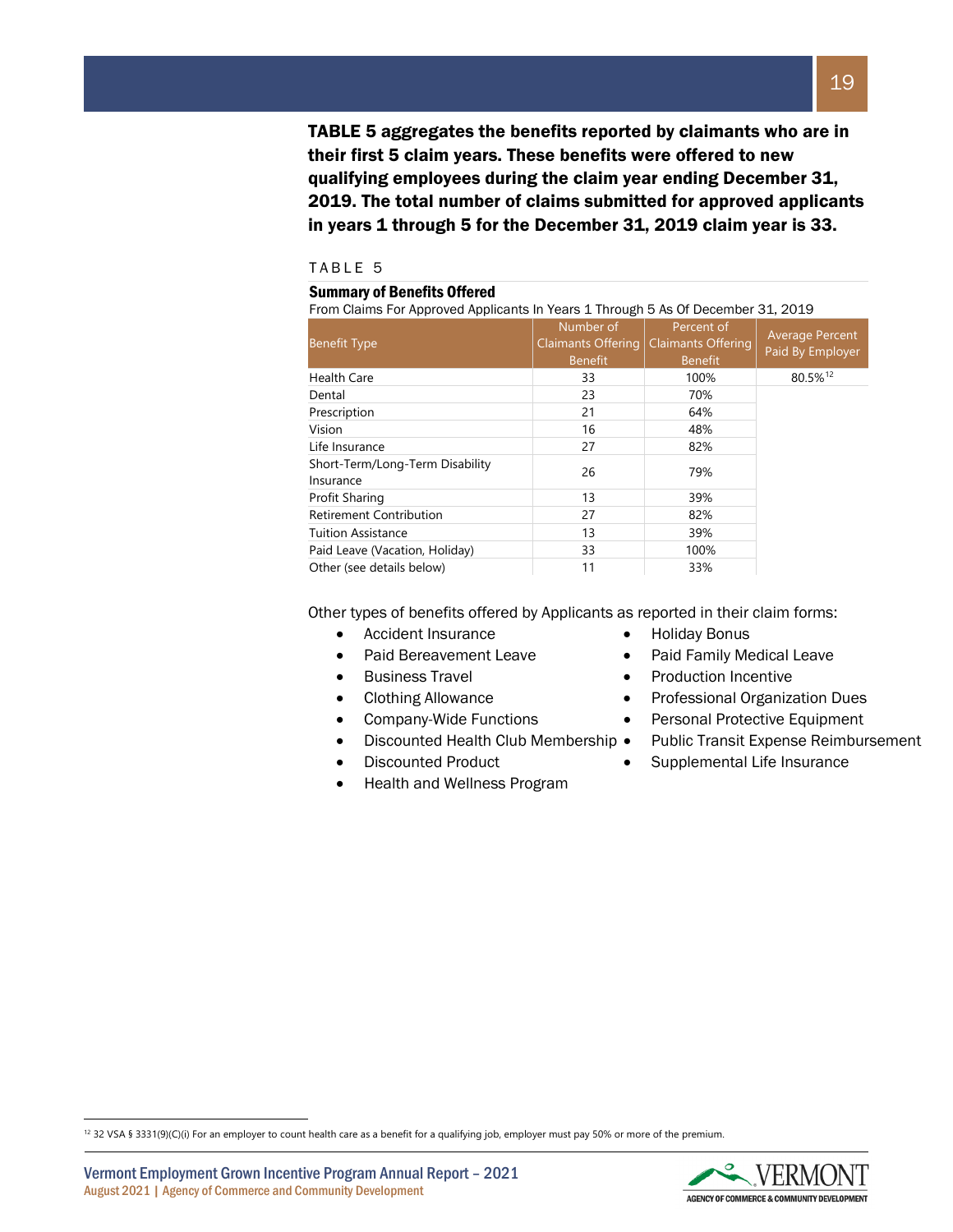**TABLE 5 aggregates the benefits reported by claimants who are in their first 5 claim years. These benefits were offered to new qualifying employees during the claim year ending December 31, 2019. The total number of claims submitted for approved applicants in years 1 through 5 for the December 31, 2019 claim year is 33.**

TABLE 5

**Summary of Benefits Offered**

From Claims For Approved Applicants In Years 1 Through 5 As Of December 31, 2019

| Benefit Type | Number of Claimants Offering Benefit | Percent of Claimants Offering Benefit | Average Percent Paid By Employer |
|---|---|---|---|
| Health Care | 33 | 100% | 80.5%[12] |
| Dental | 23 | 70% | |
| Prescription | 21 | 64% | |
| Vision | 16 | 48% | |
| Life Insurance | 27 | 82% | |
| Short-Term/Long-Term Disability Insurance | 26 | 79% | |
| Profit Sharing | 13 | 39% | |
| Retirement Contribution | 27 | 82% | |
| Tuition Assistance | 13 | 39% | |
| Paid Leave (Vacation, Holiday) | 33 | 100% | |
| Other (see details below) | 11 | 33% | |

Other types of benefits offered by Applicants as reported in their claim forms:

- Accident Insurance
- Paid Bereavement Leave
- Business Travel
- Clothing Allowance
- Company-Wide Functions
- Discounted Health Club Membership
- Discounted Product
- Health and Wellness Program
- Holiday Bonus
- Paid Family Medical Leave
- Production Incentive
- Professional Organization Dues
- Personal Protective Equipment
- Public Transit Expense Reimbursement
- Supplemental Life Insurance

[12] 32 VSA § 3331(9)(C)(i) For an employer to count health care as a benefit for a qualifying job, employer must pay 50% or more of the premium.